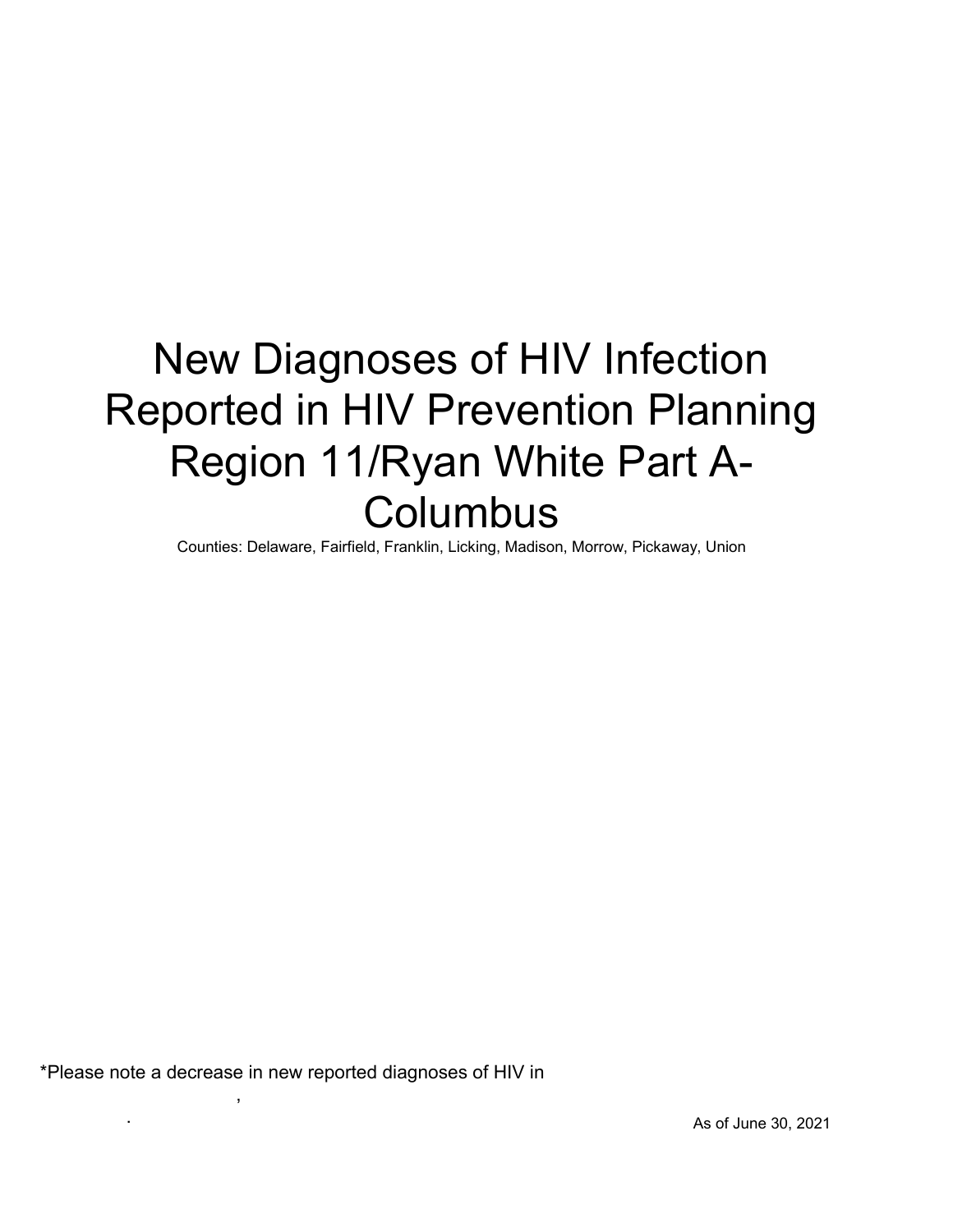# New Diagnoses of HIV Infection Reported in HIV Prevention Planning Region 11/Ryan White Part A-Columbus

Counties: Delaware, Fairfield, Franklin, Licking, Madison, Morrow, Pickaway, Union

*Please note a decrease in new reported diagnoses of HIV in

,

.

As of June 30, 2021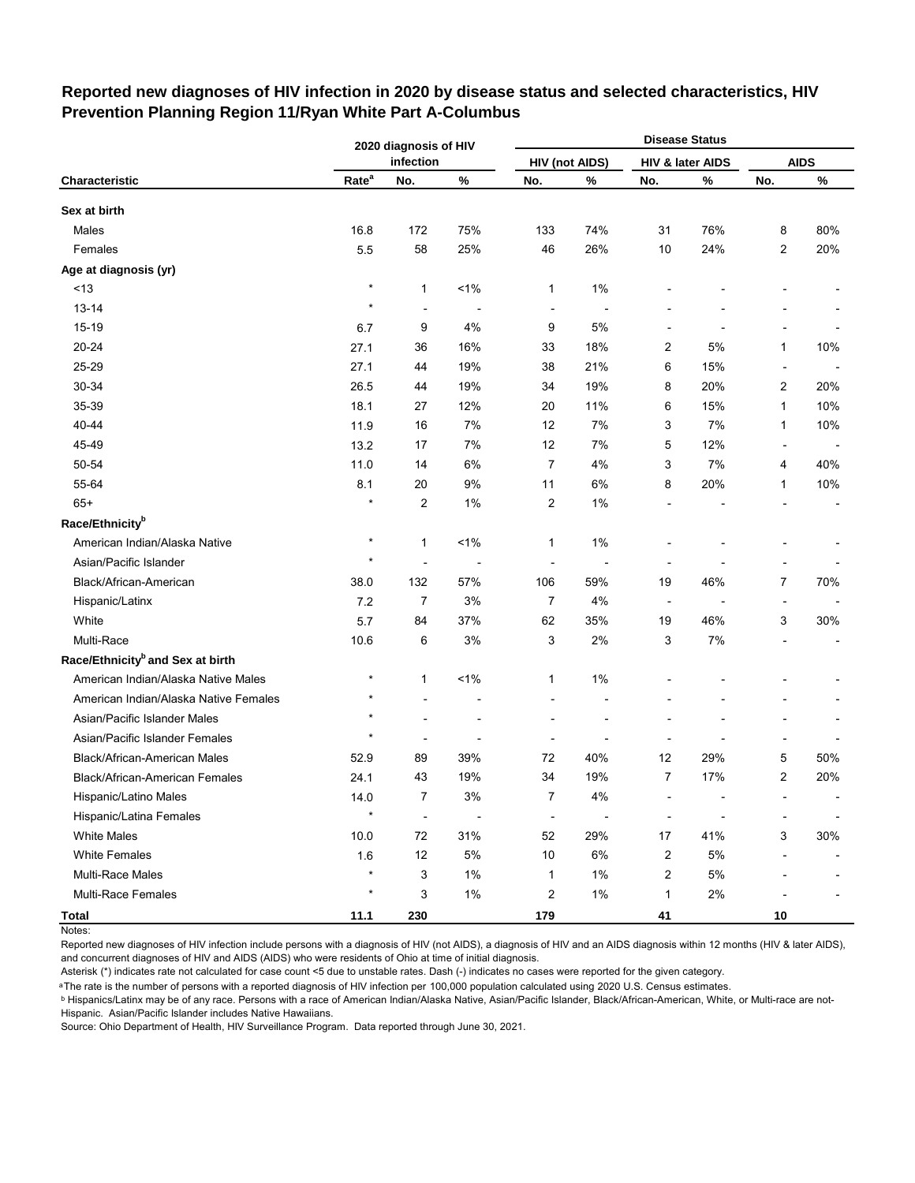**Reported new diagnoses of HIV infection in 2020 by disease status and selected characteristics, HIV Prevention Planning Region 11/Ryan White Part A-Columbus**

| | 2020 diagnosis of HIV infection | | | Disease Status | | | | | |
|---|---|---|---|---|---|---|---|---|---|
| | | | | HIV (not AIDS) | | HIV & later AIDS | | AIDS | |
| Characteristic | Rate[a] | No. | % | No. | % | No. | % | No. | % |
| **Sex at birth** | | | | | | | | | |
| Males | 16.8 | 172 | 75% | 133 | 74% | 31 | 76% | 8 | 80% |
| Females | 5.5 | 58 | 25% | 46 | 26% | 10 | 24% | 2 | 20% |
| **Age at diagnosis (yr)** | | | | | | | | | |
| <13 | * | 1 | <1% | 1 | 1% | - | - | - | - |
| 13-14 | * | - | - | - | - | - | - | - | - |
| 15-19 | 6.7 | 9 | 4% | 9 | 5% | - | - | - | - |
| 20-24 | 27.1 | 36 | 16% | 33 | 18% | 2 | 5% | 1 | 10% |
| 25-29 | 27.1 | 44 | 19% | 38 | 21% | 6 | 15% | - | - |
| 30-34 | 26.5 | 44 | 19% | 34 | 19% | 8 | 20% | 2 | 20% |
| 35-39 | 18.1 | 27 | 12% | 20 | 11% | 6 | 15% | 1 | 10% |
| 40-44 | 11.9 | 16 | 7% | 12 | 7% | 3 | 7% | 1 | 10% |
| 45-49 | 13.2 | 17 | 7% | 12 | 7% | 5 | 12% | - | - |
| 50-54 | 11.0 | 14 | 6% | 7 | 4% | 3 | 7% | 4 | 40% |
| 55-64 | 8.1 | 20 | 9% | 11 | 6% | 8 | 20% | 1 | 10% |
| 65+ | * | 2 | 1% | 2 | 1% | - | - | - | - |
| **Race/Ethnicity[b]** | | | | | | | | | |
| American Indian/Alaska Native | * | 1 | <1% | 1 | 1% | - | - | - | - |
| Asian/Pacific Islander | * | - | - | - | - | - | - | - | - |
| Black/African-American | 38.0 | 132 | 57% | 106 | 59% | 19 | 46% | 7 | 70% |
| Hispanic/Latinx | 7.2 | 7 | 3% | 7 | 4% | - | - | - | - |
| White | 5.7 | 84 | 37% | 62 | 35% | 19 | 46% | 3 | 30% |
| Multi-Race | 10.6 | 6 | 3% | 3 | 2% | 3 | 7% | - | - |
| **Race/Ethnicity[b] and Sex at birth** | | | | | | | | | |
| American Indian/Alaska Native Males | * | 1 | <1% | 1 | 1% | - | - | - | - |
| American Indian/Alaska Native Females | * | - | - | - | - | - | - | - | - |
| Asian/Pacific Islander Males | * | - | - | - | - | - | - | - | - |
| Asian/Pacific Islander Females | * | - | - | - | - | - | - | - | - |
| Black/African-American Males | 52.9 | 89 | 39% | 72 | 40% | 12 | 29% | 5 | 50% |
| Black/African-American Females | 24.1 | 43 | 19% | 34 | 19% | 7 | 17% | 2 | 20% |
| Hispanic/Latino Males | 14.0 | 7 | 3% | 7 | 4% | - | - | - | - |
| Hispanic/Latina Females | * | - | - | - | - | - | - | - | - |
| White Males | 10.0 | 72 | 31% | 52 | 29% | 17 | 41% | 3 | 30% |
| White Females | 1.6 | 12 | 5% | 10 | 6% | 2 | 5% | - | - |
| Multi-Race Males | * | 3 | 1% | 1 | 1% | 2 | 5% | - | - |
| Multi-Race Females | * | 3 | 1% | 2 | 1% | 1 | 2% | - | - |
| **Total** | **11.1** | **230** | | **179** | | **41** | | **10** | |

Notes:

Reported new diagnoses of HIV infection include persons with a diagnosis of HIV (not AIDS), a diagnosis of HIV and an AIDS diagnosis within 12 months (HIV & later AIDS), and concurrent diagnoses of HIV and AIDS (AIDS) who were residents of Ohio at time of initial diagnosis.

Asterisk (*) indicates rate not calculated for case count <5 due to unstable rates. Dash (-) indicates no cases were reported for the given category.

[a] The rate is the number of persons with a reported diagnosis of HIV infection per 100,000 population calculated using 2020 U.S. Census estimates.

[b] Hispanics/Latinx may be of any race. Persons with a race of American Indian/Alaska Native, Asian/Pacific Islander, Black/African-American, White, or Multi-race are not-Hispanic. Asian/Pacific Islander includes Native Hawaiians.

Source: Ohio Department of Health, HIV Surveillance Program. Data reported through June 30, 2021.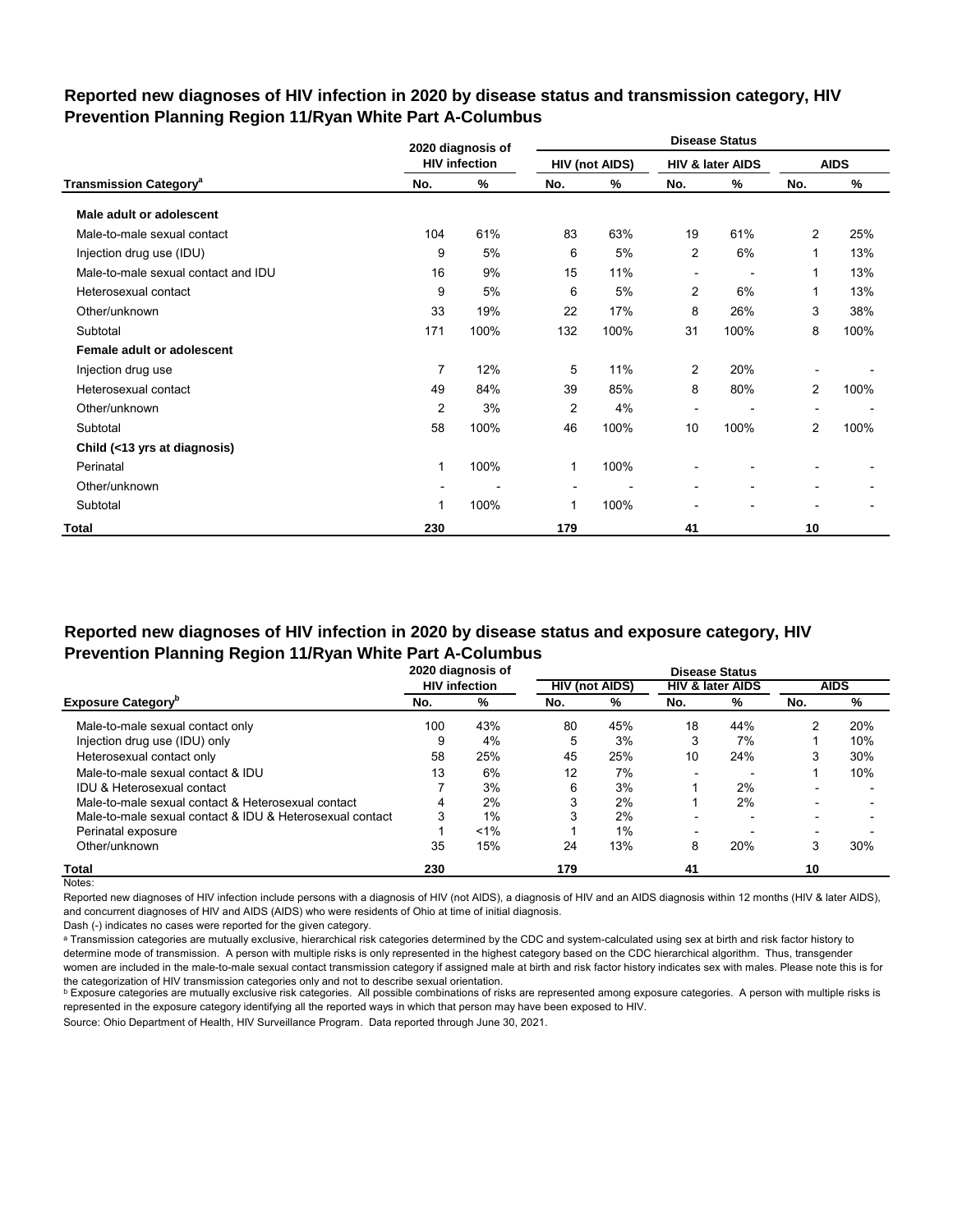## Reported new diagnoses of HIV infection in 2020 by disease status and transmission category, HIV Prevention Planning Region 11/Ryan White Part A-Columbus

| Transmission Category[a] | 2020 diagnosis of HIV infection | | Disease Status | | | | | |
|---|---|---|---|---|---|---|---|---|
| | | | HIV (not AIDS) | | HIV & later AIDS | | AIDS | |
| | No. | % | No. | % | No. | % | No. | % |
| **Male adult or adolescent** | | | | | | | | |
| Male-to-male sexual contact | 104 | 61% | 83 | 63% | 19 | 61% | 2 | 25% |
| Injection drug use (IDU) | 9 | 5% | 6 | 5% | 2 | 6% | 1 | 13% |
| Male-to-male sexual contact and IDU | 16 | 9% | 15 | 11% | - | - | 1 | 13% |
| Heterosexual contact | 9 | 5% | 6 | 5% | 2 | 6% | 1 | 13% |
| Other/unknown | 33 | 19% | 22 | 17% | 8 | 26% | 3 | 38% |
| Subtotal | 171 | 100% | 132 | 100% | 31 | 100% | 8 | 100% |
| **Female adult or adolescent** | | | | | | | | |
| Injection drug use | 7 | 12% | 5 | 11% | 2 | 20% | - | - |
| Heterosexual contact | 49 | 84% | 39 | 85% | 8 | 80% | 2 | 100% |
| Other/unknown | 2 | 3% | 2 | 4% | - | - | - | - |
| Subtotal | 58 | 100% | 46 | 100% | 10 | 100% | 2 | 100% |
| **Child (<13 yrs at diagnosis)** | | | | | | | | |
| Perinatal | 1 | 100% | 1 | 100% | - | - | - | - |
| Other/unknown | - | - | - | - | - | - | - | - |
| Subtotal | 1 | 100% | 1 | 100% | - | - | - | - |
| **Total** | **230** | | **179** | | **41** | | **10** | |

## Reported new diagnoses of HIV infection in 2020 by disease status and exposure category, HIV Prevention Planning Region 11/Ryan White Part A-Columbus

| Exposure Category[b] | 2020 diagnosis of HIV infection | | Disease Status | | | | | |
|---|---|---|---|---|---|---|---|---|
| | | | HIV (not AIDS) | | HIV & later AIDS | | AIDS | |
| | No. | % | No. | % | No. | % | No. | % |
| Male-to-male sexual contact only | 100 | 43% | 80 | 45% | 18 | 44% | 2 | 20% |
| Injection drug use (IDU) only | 9 | 4% | 5 | 3% | 3 | 7% | 1 | 10% |
| Heterosexual contact only | 58 | 25% | 45 | 25% | 10 | 24% | 3 | 30% |
| Male-to-male sexual contact & IDU | 13 | 6% | 12 | 7% | - | - | 1 | 10% |
| IDU & Heterosexual contact | 7 | 3% | 6 | 3% | 1 | 2% | - | - |
| Male-to-male sexual contact & Heterosexual contact | 4 | 2% | 3 | 2% | 1 | 2% | - | - |
| Male-to-male sexual contact & IDU & Heterosexual contact | 3 | 1% | 3 | 2% | - | - | - | - |
| Perinatal exposure | 1 | <1% | 1 | 1% | - | - | - | - |
| Other/unknown | 35 | 15% | 24 | 13% | 8 | 20% | 3 | 30% |
| **Total** | **230** | | **179** | | **41** | | **10** | |

Notes:

Reported new diagnoses of HIV infection include persons with a diagnosis of HIV (not AIDS), a diagnosis of HIV and an AIDS diagnosis within 12 months (HIV & later AIDS), and concurrent diagnoses of HIV and AIDS (AIDS) who were residents of Ohio at time of initial diagnosis.

Dash (-) indicates no cases were reported for the given category.

[a] Transmission categories are mutually exclusive, hierarchical risk categories determined by the CDC and system-calculated using sex at birth and risk factor history to determine mode of transmission. A person with multiple risks is only represented in the highest category based on the CDC hierarchical algorithm. Thus, transgender women are included in the male-to-male sexual contact transmission category if assigned male at birth and risk factor history indicates sex with males. Please note this is for the categorization of HIV transmission categories only and not to describe sexual orientation.

[b] Exposure categories are mutually exclusive risk categories. All possible combinations of risks are represented among exposure categories. A person with multiple risks is represented in the exposure category identifying all the reported ways in which that person may have been exposed to HIV.

Source: Ohio Department of Health, HIV Surveillance Program. Data reported through June 30, 2021.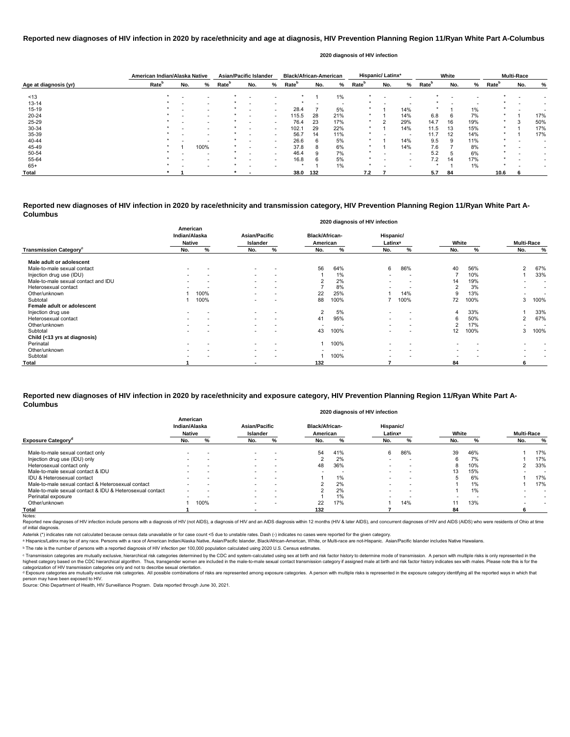### Reported new diagnoses of HIV infection in 2020 by race/ethnicity and age at diagnosis, HIV Prevention Planning Region 11/Ryan White Part A-Columbus

2020 diagnosis of HIV infection

| Age at diagnosis (yr) | American Indian/Alaska Native | | | Asian/Pacific Islander | | | Black/African-American | | | Hispanic/ Latinx[a] | | | White | | | Multi-Race | | |
|---|---|---|---|---|---|---|---|---|---|---|---|---|---|---|---|---|---|---|
| | Rate[b] | No. | % | Rate[b] | No. | % | Rate[b] | No. | % | Rate[b] | No. | % | Rate[b] | No. | % | Rate[b] | No. | % |
| <13 | * | - | - | * | - | - | * | 1 | 1% | * | - | - | * | - | - | * | - | - |
| 13-14 | * | - | - | * | - | - | * | - | - | * | - | - | * | - | - | * | - | - |
| 15-19 | * | - | - | * | - | - | 28.4 | 7 | 5% | * | 1 | 14% | * | 1 | 1% | * | - | - |
| 20-24 | * | - | - | * | - | - | 115.5 | 28 | 21% | * | 1 | 14% | 6.8 | 6 | 7% | * | 1 | 17% |
| 25-29 | * | - | - | * | - | - | 76.4 | 23 | 17% | * | 2 | 29% | 14.7 | 16 | 19% | * | 3 | 50% |
| 30-34 | * | - | - | * | - | - | 102.1 | 29 | 22% | * | 1 | 14% | 11.5 | 13 | 15% | * | 1 | 17% |
| 35-39 | * | - | - | * | - | - | 56.7 | 14 | 11% | * | - | - | 11.7 | 12 | 14% | * | 1 | 17% |
| 40-44 | * | - | - | * | - | - | 26.6 | 6 | 5% | * | 1 | 14% | 9.5 | 9 | 11% | * | - | - |
| 45-49 | * | 1 | 100% | * | - | - | 37.8 | 8 | 6% | * | 1 | 14% | 7.6 | 7 | 8% | * | - | - |
| 50-54 | * | - | - | * | - | - | 46.4 | 9 | 7% | * | - | - | 5.2 | 5 | 6% | * | - | - |
| 55-64 | * | - | - | * | - | - | 16.8 | 6 | 5% | * | - | - | 7.2 | 14 | 17% | * | - | - |
| 65+ | * | - | - | * | - | - | * | 1 | 1% | * | - | - | * | 1 | 1% | * | - | - |
| **Total** | * | **1** | | * | **-** | | **38.0** | **132** | | **7.2** | **7** | | **5.7** | **84** | | **10.6** | **6** | |

### Reported new diagnoses of HIV infection in 2020 by race/ethnicity and transmission category, HIV Prevention Planning Region 11/Ryan White Part A-Columbus

2020 diagnosis of HIV infection

| Transmission Category[c] | American Indian/Alaska Native No. | % | Asian/Pacific Islander No. | % | Black/African-American No. | % | Hispanic/ Latinx[a] No. | % | White No. | % | Multi-Race No. | % |
|---|---|---|---|---|---|---|---|---|---|---|---|---|
| **Male adult or adolescent** | | | | | | | | | | | | |
| Male-to-male sexual contact | - | - | - | - | 56 | 64% | 6 | 86% | 40 | 56% | 2 | 67% |
| Injection drug use (IDU) | - | - | - | - | 1 | 1% | - | - | 7 | 10% | 1 | 33% |
| Male-to-male sexual contact and IDU | - | - | - | - | 2 | 2% | - | - | 14 | 19% | - | - |
| Heterosexual contact | - | - | - | - | 7 | 8% | - | - | 2 | 3% | - | - |
| Other/unknown | 1 | 100% | - | - | 22 | 25% | 1 | 14% | 9 | 13% | - | - |
| Subtotal | 1 | 100% | - | - | 88 | 100% | 7 | 100% | 72 | 100% | 3 | 100% |
| **Female adult or adolescent** | | | | | | | | | | | | |
| Injection drug use | - | - | - | - | 2 | 5% | - | - | 4 | 33% | 1 | 33% |
| Heterosexual contact | - | - | - | - | 41 | 95% | - | - | 6 | 50% | 2 | 67% |
| Other/unknown | - | - | - | - | - | - | - | - | 2 | 17% | - | - |
| Subtotal | - | - | - | - | 43 | 100% | - | - | 12 | 100% | 3 | 100% |
| **Child (<13 yrs at diagnosis)** | | | | | | | | | | | | |
| Perinatal | - | - | - | - | 1 | 100% | - | - | - | - | - | - |
| Other/unknown | - | - | - | - | - | - | - | - | - | - | - | - |
| Subtotal | - | - | - | - | 1 | 100% | - | - | - | - | - | - |
| **Total** | **1** | | **-** | | **132** | | **7** | | **84** | | **6** | |

### Reported new diagnoses of HIV infection in 2020 by race/ethnicity and exposure category, HIV Prevention Planning Region 11/Ryan White Part A-Columbus

2020 diagnosis of HIV infection

| Exposure Category[d] | American Indian/Alaska Native No. | % | Asian/Pacific Islander No. | % | Black/African-American No. | % | Hispanic/ Latinx[a] No. | % | White No. | % | Multi-Race No. | % |
|---|---|---|---|---|---|---|---|---|---|---|---|---|
| Male-to-male sexual contact only | - | - | - | - | 54 | 41% | 6 | 86% | 39 | 46% | 1 | 17% |
| Injection drug use (IDU) only | - | - | - | - | 2 | 2% | - | - | 6 | 7% | 1 | 17% |
| Heterosexual contact only | - | - | - | - | 48 | 36% | - | - | 8 | 10% | 2 | 33% |
| Male-to-male sexual contact & IDU | - | - | - | - | - | - | - | - | 13 | 15% | - | - |
| IDU & Heterosexual contact | - | - | - | - | 1 | 1% | - | - | 5 | 6% | 1 | 17% |
| Male-to-male sexual contact & Heterosexual contact | - | - | - | - | 2 | 2% | - | - | 1 | 1% | 1 | 17% |
| Male-to-male sexual contact & IDU & Heterosexual contact | - | - | - | - | 2 | 2% | - | - | 1 | 1% | - | - |
| Perinatal exposure | - | - | - | - | 1 | 1% | - | - | - | - | - | - |
| Other/unknown | 1 | 100% | - | - | 22 | 17% | 1 | 14% | 11 | 13% | - | - |
| **Total** | **1** | | **-** | | **132** | | **7** | | **84** | | **6** | |

Notes:

Reported new diagnoses of HIV infection include persons with a diagnosis of HIV (not AIDS), a diagnosis of HIV and an AIDS diagnosis within 12 months (HIV & later AIDS), and concurrent diagnoses of HIV and AIDS (AIDS) who were residents of Ohio at time of initial diagnosis.

Asterisk (*) indicates rate not calculated because census data unavailable or for case count <5 due to unstable rates. Dash (-) indicates no cases were reported for the given category.

[a] Hispanics/Latinx may be of any race. Persons with a race of American Indian/Alaska Native, Asian/Pacific Islander, Black/African-American, White, or Multi-race are not-Hispanic. Asian/Pacific Islander includes Native Hawaiians.

[b] The rate is the number of persons with a reported diagnosis of HIV infection per 100,000 population calculated using 2020 U.S. Census estimates.

[c] Transmission categories are mutually exclusive, hierarchical risk categories determined by the CDC and system-calculated using sex at birth and risk factor history to determine mode of transmission. A person with multiple risks is only represented in the highest category based on the CDC hierarchical algorithm. Thus, transgender women are included in the male-to-male sexual contact transmission category if assigned male at birth and risk factor history indicates sex with males. Please note this is for the categorization of HIV transmission categories only and not to describe sexual orientation.

[d] Exposure categories are mutually exclusive risk categories. All possible combinations of risks are represented among exposure categories. A person with multiple risks is represented in the exposure category identifying all the reported ways in which that person may have been exposed to HIV.

Source: Ohio Department of Health, HIV Surveillance Program. Data reported through June 30, 2021.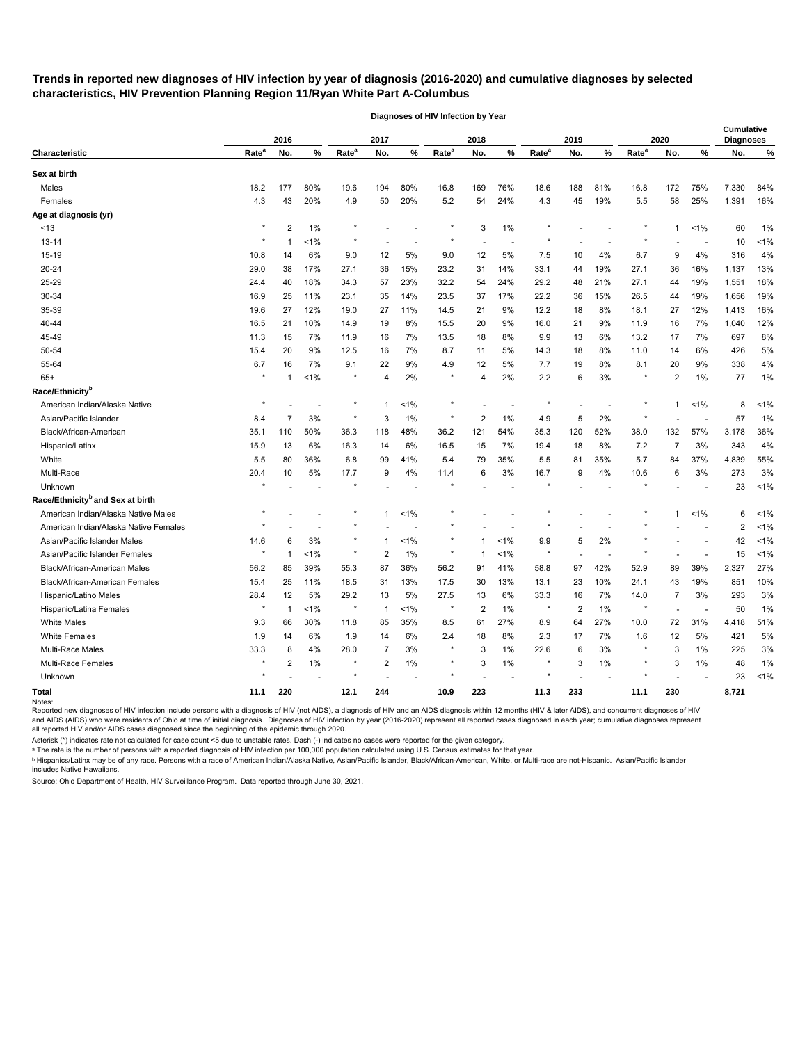**Trends in reported new diagnoses of HIV infection by year of diagnosis (2016-2020) and cumulative diagnoses by selected characteristics, HIV Prevention Planning Region 11/Ryan White Part A-Columbus**

| | Diagnoses of HIV Infection by Year | | | | | | | | | | | | | | | Cumulative Diagnoses | |
|---|---|---|---|---|---|---|---|---|---|---|---|---|---|---|---|---|---|
| | 2016 | | | 2017 | | | 2018 | | | 2019 | | | 2020 | | | | |
| **Characteristic** | **Rate[a]** | **No.** | **%** | **Rate[a]** | **No.** | **%** | **Rate[a]** | **No.** | **%** | **Rate[a]** | **No.** | **%** | **Rate[a]** | **No.** | **%** | **No.** | **%** |
| **Sex at birth** | | | | | | | | | | | | | | | | | |
| Males | 18.2 | 177 | 80% | 19.6 | 194 | 80% | 16.8 | 169 | 76% | 18.6 | 188 | 81% | 16.8 | 172 | 75% | 7,330 | 84% |
| Females | 4.3 | 43 | 20% | 4.9 | 50 | 20% | 5.2 | 54 | 24% | 4.3 | 45 | 19% | 5.5 | 58 | 25% | 1,391 | 16% |
| **Age at diagnosis (yr)** | | | | | | | | | | | | | | | | | |
| <13 | * | 2 | 1% | * | - | - | * | 3 | 1% | * | - | - | * | 1 | <1% | 60 | 1% |
| 13-14 | * | 1 | <1% | * | - | - | * | - | - | * | - | - | * | - | - | 10 | <1% |
| 15-19 | 10.8 | 14 | 6% | 9.0 | 12 | 5% | 9.0 | 12 | 5% | 7.5 | 10 | 4% | 6.7 | 9 | 4% | 316 | 4% |
| 20-24 | 29.0 | 38 | 17% | 27.1 | 36 | 15% | 23.2 | 31 | 14% | 33.1 | 44 | 19% | 27.1 | 36 | 16% | 1,137 | 13% |
| 25-29 | 24.4 | 40 | 18% | 34.3 | 57 | 23% | 32.2 | 54 | 24% | 29.2 | 48 | 21% | 27.1 | 44 | 19% | 1,551 | 18% |
| 30-34 | 16.9 | 25 | 11% | 23.1 | 35 | 14% | 23.5 | 37 | 17% | 22.2 | 36 | 15% | 26.5 | 44 | 19% | 1,656 | 19% |
| 35-39 | 19.6 | 27 | 12% | 19.0 | 27 | 11% | 14.5 | 21 | 9% | 12.2 | 18 | 8% | 18.1 | 27 | 12% | 1,413 | 16% |
| 40-44 | 16.5 | 21 | 10% | 14.9 | 19 | 8% | 15.5 | 20 | 9% | 16.0 | 21 | 9% | 11.9 | 16 | 7% | 1,040 | 12% |
| 45-49 | 11.3 | 15 | 7% | 11.9 | 16 | 7% | 13.5 | 18 | 8% | 9.9 | 13 | 6% | 13.2 | 17 | 7% | 697 | 8% |
| 50-54 | 15.4 | 20 | 9% | 12.5 | 16 | 7% | 8.7 | 11 | 5% | 14.3 | 18 | 8% | 11.0 | 14 | 6% | 426 | 5% |
| 55-64 | 6.7 | 16 | 7% | 9.1 | 22 | 9% | 4.9 | 12 | 5% | 7.7 | 19 | 8% | 8.1 | 20 | 9% | 338 | 4% |
| 65+ | * | 1 | <1% | * | 4 | 2% | * | 4 | 2% | 2.2 | 6 | 3% | * | 2 | 1% | 77 | 1% |
| **Race/Ethnicity[b]** | | | | | | | | | | | | | | | | | |
| American Indian/Alaska Native | * | - | - | * | 1 | <1% | * | - | - | * | - | - | * | 1 | <1% | 8 | <1% |
| Asian/Pacific Islander | 8.4 | 7 | 3% | * | 3 | 1% | * | 2 | 1% | 4.9 | 5 | 2% | * | - | - | 57 | 1% |
| Black/African-American | 35.1 | 110 | 50% | 36.3 | 118 | 48% | 36.2 | 121 | 54% | 35.3 | 120 | 52% | 38.0 | 132 | 57% | 3,178 | 36% |
| Hispanic/Latinx | 15.9 | 13 | 6% | 16.3 | 14 | 6% | 16.5 | 15 | 7% | 19.4 | 18 | 8% | 7.2 | 7 | 3% | 343 | 4% |
| White | 5.5 | 80 | 36% | 6.8 | 99 | 41% | 5.4 | 79 | 35% | 5.5 | 81 | 35% | 5.7 | 84 | 37% | 4,839 | 55% |
| Multi-Race | 20.4 | 10 | 5% | 17.7 | 9 | 4% | 11.4 | 6 | 3% | 16.7 | 9 | 4% | 10.6 | 6 | 3% | 273 | 3% |
| Unknown | * | - | - | * | - | - | * | - | - | * | - | - | * | - | - | 23 | <1% |
| **Race/Ethnicity[b] and Sex at birth** | | | | | | | | | | | | | | | | | |
| American Indian/Alaska Native Males | * | - | - | * | 1 | <1% | * | - | - | * | - | - | * | 1 | <1% | 6 | <1% |
| American Indian/Alaska Native Females | * | - | - | * | - | - | * | - | - | * | - | - | * | - | - | 2 | <1% |
| Asian/Pacific Islander Males | 14.6 | 6 | 3% | * | 1 | <1% | * | 1 | <1% | 9.9 | 5 | 2% | * | - | - | 42 | <1% |
| Asian/Pacific Islander Females | * | 1 | <1% | * | 2 | 1% | * | 1 | <1% | * | - | - | * | - | - | 15 | <1% |
| Black/African-American Males | 56.2 | 85 | 39% | 55.3 | 87 | 36% | 56.2 | 91 | 41% | 58.8 | 97 | 42% | 52.9 | 89 | 39% | 2,327 | 27% |
| Black/African-American Females | 15.4 | 25 | 11% | 18.5 | 31 | 13% | 17.5 | 30 | 13% | 13.1 | 23 | 10% | 24.1 | 43 | 19% | 851 | 10% |
| Hispanic/Latino Males | 28.4 | 12 | 5% | 29.2 | 13 | 5% | 27.5 | 13 | 6% | 33.3 | 16 | 7% | 14.0 | 7 | 3% | 293 | 3% |
| Hispanic/Latina Females | * | 1 | <1% | * | 1 | <1% | * | 2 | 1% | * | 2 | 1% | * | - | - | 50 | 1% |
| White Males | 9.3 | 66 | 30% | 11.8 | 85 | 35% | 8.5 | 61 | 27% | 8.9 | 64 | 27% | 10.0 | 72 | 31% | 4,418 | 51% |
| White Females | 1.9 | 14 | 6% | 1.9 | 14 | 6% | 2.4 | 18 | 8% | 2.3 | 17 | 7% | 1.6 | 12 | 5% | 421 | 5% |
| Multi-Race Males | 33.3 | 8 | 4% | 28.0 | 7 | 3% | * | 3 | 1% | 22.6 | 6 | 3% | * | 3 | 1% | 225 | 3% |
| Multi-Race Females | * | 2 | 1% | * | 2 | 1% | * | 3 | 1% | * | 3 | 1% | * | 3 | 1% | 48 | 1% |
| Unknown | * | - | - | * | - | - | * | - | - | * | - | - | * | - | - | 23 | <1% |
| **Total** | **11.1** | **220** | | **12.1** | **244** | | **10.9** | **223** | | **11.3** | **233** | | **11.1** | **230** | | **8,721** | |

Notes:
Reported new diagnoses of HIV infection include persons with a diagnosis of HIV (not AIDS), a diagnosis of HIV and an AIDS diagnosis within 12 months (HIV & later AIDS), and concurrent diagnoses of HIV and AIDS (AIDS) who were residents of Ohio at time of initial diagnosis. Diagnoses of HIV infection by year (2016-2020) represent all reported cases diagnosed in each year; cumulative diagnoses represent all reported HIV and/or AIDS cases diagnosed since the beginning of the epidemic through 2020.

Asterisk (*) indicates rate not calculated for case count <5 due to unstable rates. Dash (-) indicates no cases were reported for the given category.

[a] The rate is the number of persons with a reported diagnosis of HIV infection per 100,000 population calculated using U.S. Census estimates for that year.

[b] Hispanics/Latinx may be of any race. Persons with a race of American Indian/Alaska Native, Asian/Pacific Islander, Black/African-American, White, or Multi-race are not-Hispanic. Asian/Pacific Islander includes Native Hawaiians.

Source: Ohio Department of Health, HIV Surveillance Program. Data reported through June 30, 2021.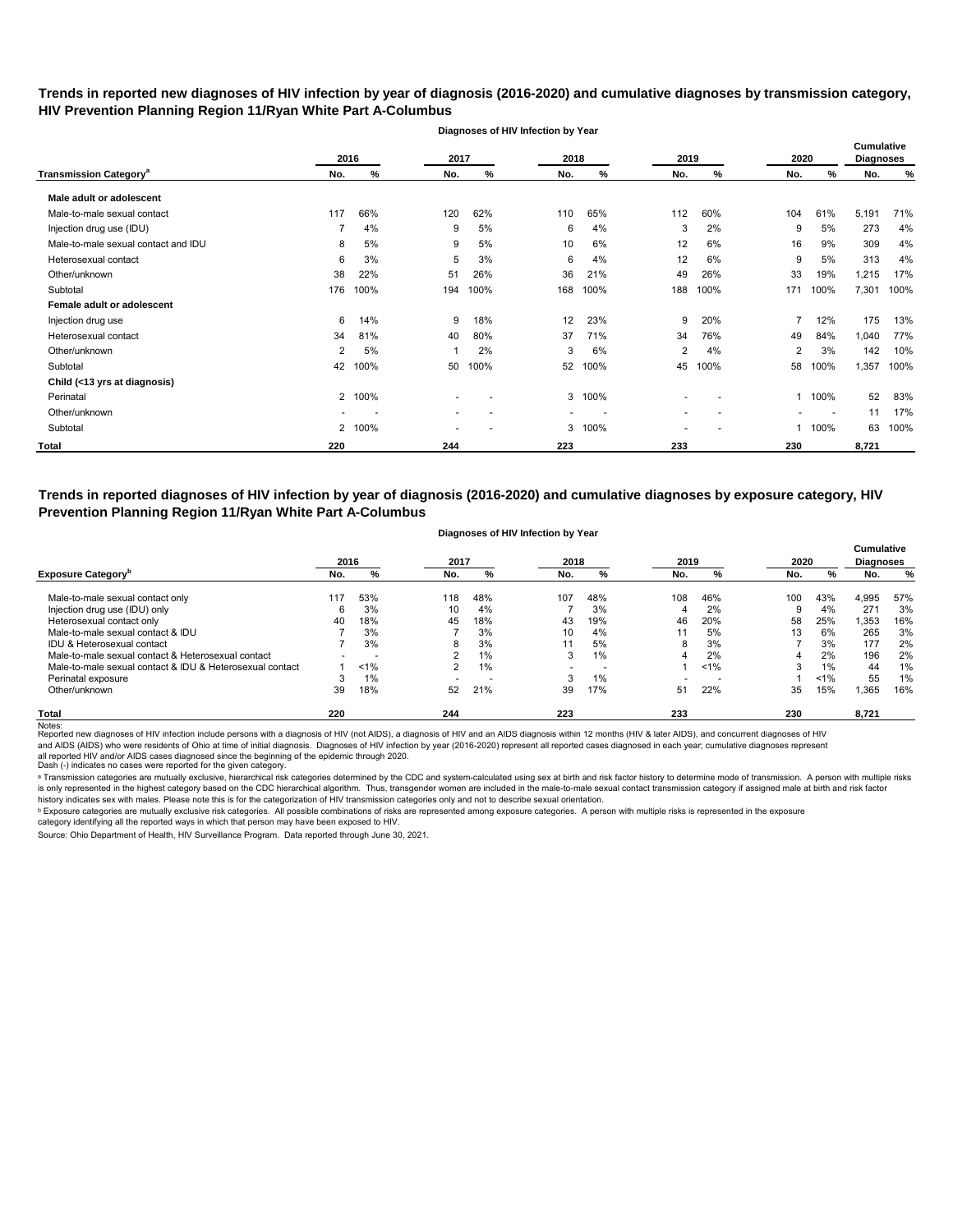**Trends in reported new diagnoses of HIV infection by year of diagnosis (2016-2020) and cumulative diagnoses by transmission category, HIV Prevention Planning Region 11/Ryan White Part A-Columbus**

| | Diagnoses of HIV Infection by Year | | | | | | | | | | Cumulative Diagnoses | |
|---|---|---|---|---|---|---|---|---|---|---|---|---|
| | 2016 | | 2017 | | 2018 | | 2019 | | 2020 | | | |
| **Transmission Category[a]** | **No.** | **%** | **No.** | **%** | **No.** | **%** | **No.** | **%** | **No.** | **%** | **No.** | **%** |
| **Male adult or adolescent** | | | | | | | | | | | | |
| Male-to-male sexual contact | 117 | 66% | 120 | 62% | 110 | 65% | 112 | 60% | 104 | 61% | 5,191 | 71% |
| Injection drug use (IDU) | 7 | 4% | 9 | 5% | 6 | 4% | 3 | 2% | 9 | 5% | 273 | 4% |
| Male-to-male sexual contact and IDU | 8 | 5% | 9 | 5% | 10 | 6% | 12 | 6% | 16 | 9% | 309 | 4% |
| Heterosexual contact | 6 | 3% | 5 | 3% | 6 | 4% | 12 | 6% | 9 | 5% | 313 | 4% |
| Other/unknown | 38 | 22% | 51 | 26% | 36 | 21% | 49 | 26% | 33 | 19% | 1,215 | 17% |
| Subtotal | 176 | 100% | 194 | 100% | 168 | 100% | 188 | 100% | 171 | 100% | 7,301 | 100% |
| **Female adult or adolescent** | | | | | | | | | | | | |
| Injection drug use | 6 | 14% | 9 | 18% | 12 | 23% | 9 | 20% | 7 | 12% | 175 | 13% |
| Heterosexual contact | 34 | 81% | 40 | 80% | 37 | 71% | 34 | 76% | 49 | 84% | 1,040 | 77% |
| Other/unknown | 2 | 5% | 1 | 2% | 3 | 6% | 2 | 4% | 2 | 3% | 142 | 10% |
| Subtotal | 42 | 100% | 50 | 100% | 52 | 100% | 45 | 100% | 58 | 100% | 1,357 | 100% |
| **Child (<13 yrs at diagnosis)** | | | | | | | | | | | | |
| Perinatal | 2 | 100% | - | - | 3 | 100% | - | - | 1 | 100% | 52 | 83% |
| Other/unknown | - | - | - | - | - | - | - | - | - | - | 11 | 17% |
| Subtotal | 2 | 100% | - | - | 3 | 100% | - | - | 1 | 100% | 63 | 100% |
| **Total** | **220** | | **244** | | **223** | | **233** | | **230** | | **8,721** | |

**Trends in reported diagnoses of HIV infection by year of diagnosis (2016-2020) and cumulative diagnoses by exposure category, HIV Prevention Planning Region 11/Ryan White Part A-Columbus**

| | Diagnoses of HIV Infection by Year | | | | | | | | | | Cumulative Diagnoses | |
|---|---|---|---|---|---|---|---|---|---|---|---|---|
| | 2016 | | 2017 | | 2018 | | 2019 | | 2020 | | | |
| **Exposure Category[b]** | **No.** | **%** | **No.** | **%** | **No.** | **%** | **No.** | **%** | **No.** | **%** | **No.** | **%** |
| Male-to-male sexual contact only | 117 | 53% | 118 | 48% | 107 | 48% | 108 | 46% | 100 | 43% | 4,995 | 57% |
| Injection drug use (IDU) only | 6 | 3% | 10 | 4% | 7 | 3% | 4 | 2% | 9 | 4% | 271 | 3% |
| Heterosexual contact only | 40 | 18% | 45 | 18% | 43 | 19% | 46 | 20% | 58 | 25% | 1,353 | 16% |
| Male-to-male sexual contact & IDU | 7 | 3% | 7 | 3% | 10 | 4% | 11 | 5% | 13 | 6% | 265 | 3% |
| IDU & Heterosexual contact | 7 | 3% | 8 | 3% | 11 | 5% | 8 | 3% | 7 | 3% | 177 | 2% |
| Male-to-male sexual contact & Heterosexual contact | - | - | 2 | 1% | 3 | 1% | 4 | 2% | 4 | 2% | 196 | 2% |
| Male-to-male sexual contact & IDU & Heterosexual contact | 1 | <1% | 2 | 1% | - | - | 1 | <1% | 3 | 1% | 44 | 1% |
| Perinatal exposure | 3 | 1% | - | - | 3 | 1% | - | - | 1 | <1% | 55 | 1% |
| Other/unknown | 39 | 18% | 52 | 21% | 39 | 17% | 51 | 22% | 35 | 15% | 1,365 | 16% |
| **Total** | **220** | | **244** | | **223** | | **233** | | **230** | | **8,721** | |

Notes:
Reported new diagnoses of HIV infection include persons with a diagnosis of HIV (not AIDS), a diagnosis of HIV and an AIDS diagnosis within 12 months (HIV & later AIDS), and concurrent diagnoses of HIV and AIDS (AIDS) who were residents of Ohio at time of initial diagnosis. Diagnoses of HIV infection by year (2016-2020) represent all reported cases diagnosed in each year; cumulative diagnoses represent all reported HIV and/or AIDS cases diagnosed since the beginning of the epidemic through 2020.
Dash (-) indicates no cases were reported for the given category.

[a] Transmission categories are mutually exclusive, hierarchical risk categories determined by the CDC and system-calculated using sex at birth and risk factor history to determine mode of transmission. A person with multiple risks is only represented in the highest category based on the CDC hierarchical algorithm. Thus, transgender women are included in the male-to-male sexual contact transmission category if assigned male at birth and risk factor history indicates sex with males. Please note this is for the categorization of HIV transmission categories only and not to describe sexual orientation.

[b] Exposure categories are mutually exclusive risk categories. All possible combinations of risks are represented among exposure categories. A person with multiple risks is represented in the exposure category identifying all the reported ways in which that person may have been exposed to HIV.

Source: Ohio Department of Health, HIV Surveillance Program. Data reported through June 30, 2021.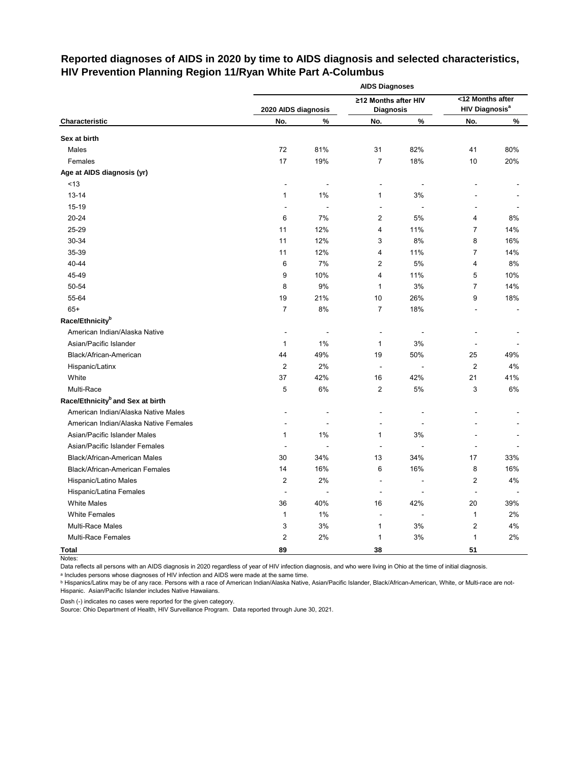# Reported diagnoses of AIDS in 2020 by time to AIDS diagnosis and selected characteristics, HIV Prevention Planning Region 11/Ryan White Part A-Columbus

| | AIDS Diagnoses | | | | | |
|---|---|---|---|---|---|---|
| | 2020 AIDS diagnosis | | ≥12 Months after HIV Diagnosis | | <12 Months after HIV Diagnosis[a] | |
| Characteristic | No. | % | No. | % | No. | % |
| **Sex at birth** | | | | | | |
| Males | 72 | 81% | 31 | 82% | 41 | 80% |
| Females | 17 | 19% | 7 | 18% | 10 | 20% |
| **Age at AIDS diagnosis (yr)** | | | | | | |
| <13 | - | - | - | - | - | - |
| 13-14 | 1 | 1% | 1 | 3% | - | - |
| 15-19 | - | - | - | - | - | - |
| 20-24 | 6 | 7% | 2 | 5% | 4 | 8% |
| 25-29 | 11 | 12% | 4 | 11% | 7 | 14% |
| 30-34 | 11 | 12% | 3 | 8% | 8 | 16% |
| 35-39 | 11 | 12% | 4 | 11% | 7 | 14% |
| 40-44 | 6 | 7% | 2 | 5% | 4 | 8% |
| 45-49 | 9 | 10% | 4 | 11% | 5 | 10% |
| 50-54 | 8 | 9% | 1 | 3% | 7 | 14% |
| 55-64 | 19 | 21% | 10 | 26% | 9 | 18% |
| 65+ | 7 | 8% | 7 | 18% | - | - |
| **Race/Ethnicity[b]** | | | | | | |
| American Indian/Alaska Native | - | - | - | - | - | - |
| Asian/Pacific Islander | 1 | 1% | 1 | 3% | - | - |
| Black/African-American | 44 | 49% | 19 | 50% | 25 | 49% |
| Hispanic/Latinx | 2 | 2% | - | - | 2 | 4% |
| White | 37 | 42% | 16 | 42% | 21 | 41% |
| Multi-Race | 5 | 6% | 2 | 5% | 3 | 6% |
| **Race/Ethnicity[b] and Sex at birth** | | | | | | |
| American Indian/Alaska Native Males | - | - | - | - | - | - |
| American Indian/Alaska Native Females | - | - | - | - | - | - |
| Asian/Pacific Islander Males | 1 | 1% | 1 | 3% | - | - |
| Asian/Pacific Islander Females | - | - | - | - | - | - |
| Black/African-American Males | 30 | 34% | 13 | 34% | 17 | 33% |
| Black/African-American Females | 14 | 16% | 6 | 16% | 8 | 16% |
| Hispanic/Latino Males | 2 | 2% | - | - | 2 | 4% |
| Hispanic/Latina Females | - | - | - | - | - | - |
| White Males | 36 | 40% | 16 | 42% | 20 | 39% |
| White Females | 1 | 1% | - | - | 1 | 2% |
| Multi-Race Males | 3 | 3% | 1 | 3% | 2 | 4% |
| Multi-Race Females | 2 | 2% | 1 | 3% | 1 | 2% |
| **Total** | **89** | | **38** | | **51** | |

Notes:

Data reflects all persons with an AIDS diagnosis in 2020 regardless of year of HIV infection diagnosis, and who were living in Ohio at the time of initial diagnosis.

[a] Includes persons whose diagnoses of HIV infection and AIDS were made at the same time.

[b] Hispanics/Latinx may be of any race. Persons with a race of American Indian/Alaska Native, Asian/Pacific Islander, Black/African-American, White, or Multi-race are not-Hispanic. Asian/Pacific Islander includes Native Hawaiians.

Dash (-) indicates no cases were reported for the given category.

Source: Ohio Department of Health, HIV Surveillance Program. Data reported through June 30, 2021.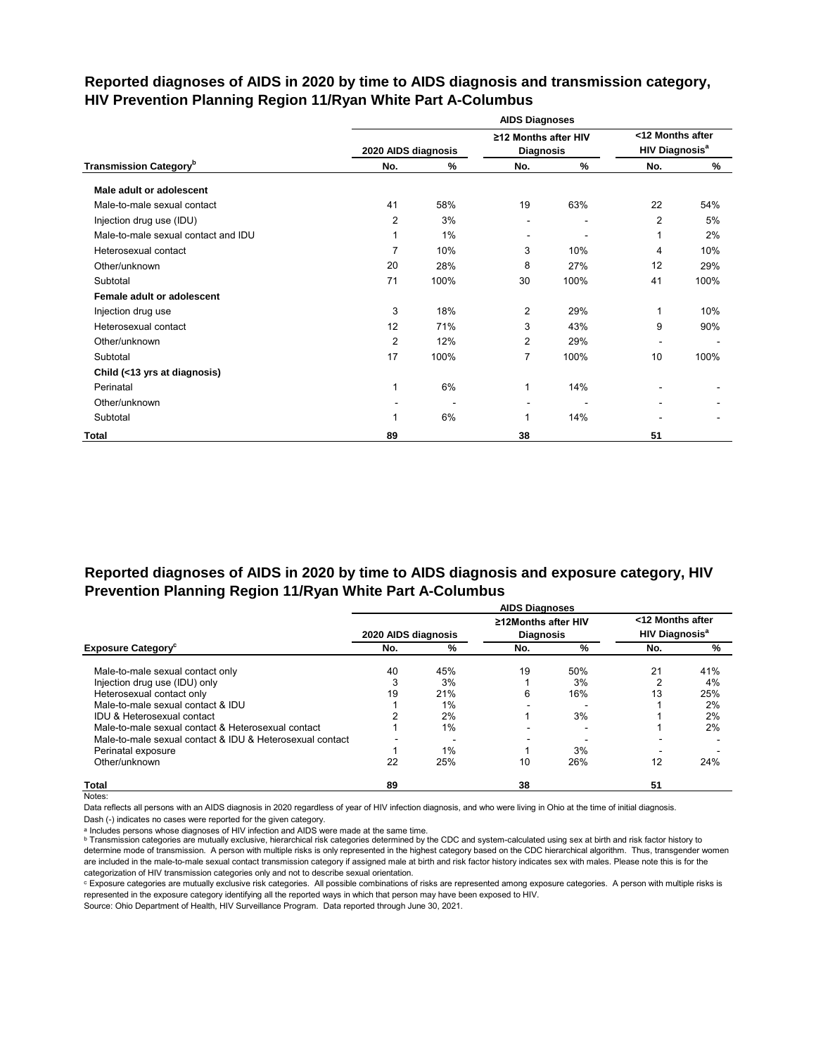## Reported diagnoses of AIDS in 2020 by time to AIDS diagnosis and transmission category, HIV Prevention Planning Region 11/Ryan White Part A-Columbus

| | AIDS Diagnoses | | | | | |
|---|---|---|---|---|---|---|
| | 2020 AIDS diagnosis | | ≥12 Months after HIV Diagnosis | | <12 Months after HIV Diagnosis[a] | |
| **Transmission Category[b]** | **No.** | **%** | **No.** | **%** | **No.** | **%** |
| **Male adult or adolescent** | | | | | | |
| Male-to-male sexual contact | 41 | 58% | 19 | 63% | 22 | 54% |
| Injection drug use (IDU) | 2 | 3% | - | - | 2 | 5% |
| Male-to-male sexual contact and IDU | 1 | 1% | - | - | 1 | 2% |
| Heterosexual contact | 7 | 10% | 3 | 10% | 4 | 10% |
| Other/unknown | 20 | 28% | 8 | 27% | 12 | 29% |
| Subtotal | 71 | 100% | 30 | 100% | 41 | 100% |
| **Female adult or adolescent** | | | | | | |
| Injection drug use | 3 | 18% | 2 | 29% | 1 | 10% |
| Heterosexual contact | 12 | 71% | 3 | 43% | 9 | 90% |
| Other/unknown | 2 | 12% | 2 | 29% | - | - |
| Subtotal | 17 | 100% | 7 | 100% | 10 | 100% |
| **Child (<13 yrs at diagnosis)** | | | | | | |
| Perinatal | 1 | 6% | 1 | 14% | - | - |
| Other/unknown | - | - | - | - | - | - |
| Subtotal | 1 | 6% | 1 | 14% | - | - |
| **Total** | **89** | | **38** | | **51** | |

## Reported diagnoses of AIDS in 2020 by time to AIDS diagnosis and exposure category, HIV Prevention Planning Region 11/Ryan White Part A-Columbus

| | AIDS Diagnoses | | | | | |
|---|---|---|---|---|---|---|
| | 2020 AIDS diagnosis | | ≥12Months after HIV Diagnosis | | <12 Months after HIV Diagnosis[a] | |
| **Exposure Category[c]** | **No.** | **%** | **No.** | **%** | **No.** | **%** |
| Male-to-male sexual contact only | 40 | 45% | 19 | 50% | 21 | 41% |
| Injection drug use (IDU) only | 3 | 3% | 1 | 3% | 2 | 4% |
| Heterosexual contact only | 19 | 21% | 6 | 16% | 13 | 25% |
| Male-to-male sexual contact & IDU | 1 | 1% | - | - | 1 | 2% |
| IDU & Heterosexual contact | 2 | 2% | 1 | 3% | 1 | 2% |
| Male-to-male sexual contact & Heterosexual contact | 1 | 1% | - | - | 1 | 2% |
| Male-to-male sexual contact & IDU & Heterosexual contact | - | - | - | - | - | - |
| Perinatal exposure | 1 | 1% | 1 | 3% | - | - |
| Other/unknown | 22 | 25% | 10 | 26% | 12 | 24% |
| **Total** | **89** | | **38** | | **51** | |

Notes:

Data reflects all persons with an AIDS diagnosis in 2020 regardless of year of HIV infection diagnosis, and who were living in Ohio at the time of initial diagnosis.

Dash (-) indicates no cases were reported for the given category.

[a] Includes persons whose diagnoses of HIV infection and AIDS were made at the same time.

[b] Transmission categories are mutually exclusive, hierarchical risk categories determined by the CDC and system-calculated using sex at birth and risk factor history to determine mode of transmission. A person with multiple risks is only represented in the highest category based on the CDC hierarchical algorithm. Thus, transgender women are included in the male-to-male sexual contact transmission category if assigned male at birth and risk factor history indicates sex with males. Please note this is for the categorization of HIV transmission categories only and not to describe sexual orientation.

[c] Exposure categories are mutually exclusive risk categories. All possible combinations of risks are represented among exposure categories. A person with multiple risks is represented in the exposure category identifying all the reported ways in which that person may have been exposed to HIV.

Source: Ohio Department of Health, HIV Surveillance Program. Data reported through June 30, 2021.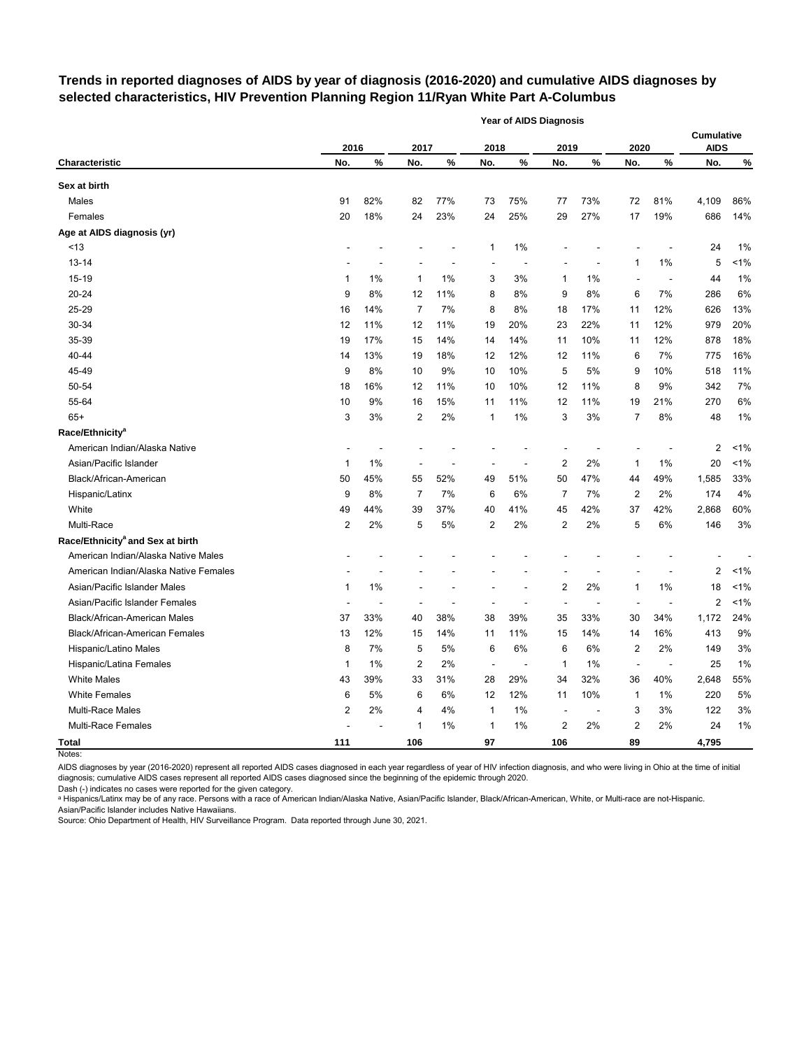**Trends in reported diagnoses of AIDS by year of diagnosis (2016-2020) and cumulative AIDS diagnoses by selected characteristics, HIV Prevention Planning Region 11/Ryan White Part A-Columbus**

| | Year of AIDS Diagnosis | | | | | | | | | | | |
|---|---|---|---|---|---|---|---|---|---|---|---|---|
| | 2016 | | 2017 | | 2018 | | 2019 | | 2020 | | Cumulative AIDS | |
| **Characteristic** | **No.** | **%** | **No.** | **%** | **No.** | **%** | **No.** | **%** | **No.** | **%** | **No.** | **%** |
| **Sex at birth** | | | | | | | | | | | | |
| Males | 91 | 82% | 82 | 77% | 73 | 75% | 77 | 73% | 72 | 81% | 4,109 | 86% |
| Females | 20 | 18% | 24 | 23% | 24 | 25% | 29 | 27% | 17 | 19% | 686 | 14% |
| **Age at AIDS diagnosis (yr)** | | | | | | | | | | | | |
| <13 | - | - | - | - | 1 | 1% | - | - | - | - | 24 | 1% |
| 13-14 | - | - | - | - | - | - | - | - | 1 | 1% | 5 | <1% |
| 15-19 | 1 | 1% | 1 | 1% | 3 | 3% | 1 | 1% | - | - | 44 | 1% |
| 20-24 | 9 | 8% | 12 | 11% | 8 | 8% | 9 | 8% | 6 | 7% | 286 | 6% |
| 25-29 | 16 | 14% | 7 | 7% | 8 | 8% | 18 | 17% | 11 | 12% | 626 | 13% |
| 30-34 | 12 | 11% | 12 | 11% | 19 | 20% | 23 | 22% | 11 | 12% | 979 | 20% |
| 35-39 | 19 | 17% | 15 | 14% | 14 | 14% | 11 | 10% | 11 | 12% | 878 | 18% |
| 40-44 | 14 | 13% | 19 | 18% | 12 | 12% | 12 | 11% | 6 | 7% | 775 | 16% |
| 45-49 | 9 | 8% | 10 | 9% | 10 | 10% | 5 | 5% | 9 | 10% | 518 | 11% |
| 50-54 | 18 | 16% | 12 | 11% | 10 | 10% | 12 | 11% | 8 | 9% | 342 | 7% |
| 55-64 | 10 | 9% | 16 | 15% | 11 | 11% | 12 | 11% | 19 | 21% | 270 | 6% |
| 65+ | 3 | 3% | 2 | 2% | 1 | 1% | 3 | 3% | 7 | 8% | 48 | 1% |
| **Race/Ethnicity[a]** | | | | | | | | | | | | |
| American Indian/Alaska Native | - | - | - | - | - | - | - | - | - | - | 2 | <1% |
| Asian/Pacific Islander | 1 | 1% | - | - | - | - | 2 | 2% | 1 | 1% | 20 | <1% |
| Black/African-American | 50 | 45% | 55 | 52% | 49 | 51% | 50 | 47% | 44 | 49% | 1,585 | 33% |
| Hispanic/Latinx | 9 | 8% | 7 | 7% | 6 | 6% | 7 | 7% | 2 | 2% | 174 | 4% |
| White | 49 | 44% | 39 | 37% | 40 | 41% | 45 | 42% | 37 | 42% | 2,868 | 60% |
| Multi-Race | 2 | 2% | 5 | 5% | 2 | 2% | 2 | 2% | 5 | 6% | 146 | 3% |
| **Race/Ethnicity[a] and Sex at birth** | | | | | | | | | | | | |
| American Indian/Alaska Native Males | - | - | - | - | - | - | - | - | - | - | - | - |
| American Indian/Alaska Native Females | - | - | - | - | - | - | - | - | - | - | 2 | <1% |
| Asian/Pacific Islander Males | 1 | 1% | - | - | - | - | 2 | 2% | 1 | 1% | 18 | <1% |
| Asian/Pacific Islander Females | - | - | - | - | - | - | - | - | - | - | 2 | <1% |
| Black/African-American Males | 37 | 33% | 40 | 38% | 38 | 39% | 35 | 33% | 30 | 34% | 1,172 | 24% |
| Black/African-American Females | 13 | 12% | 15 | 14% | 11 | 11% | 15 | 14% | 14 | 16% | 413 | 9% |
| Hispanic/Latino Males | 8 | 7% | 5 | 5% | 6 | 6% | 6 | 6% | 2 | 2% | 149 | 3% |
| Hispanic/Latina Females | 1 | 1% | 2 | 2% | - | - | 1 | 1% | - | - | 25 | 1% |
| White Males | 43 | 39% | 33 | 31% | 28 | 29% | 34 | 32% | 36 | 40% | 2,648 | 55% |
| White Females | 6 | 5% | 6 | 6% | 12 | 12% | 11 | 10% | 1 | 1% | 220 | 5% |
| Multi-Race Males | 2 | 2% | 4 | 4% | 1 | 1% | - | - | 3 | 3% | 122 | 3% |
| Multi-Race Females | - | - | 1 | 1% | 1 | 1% | 2 | 2% | 2 | 2% | 24 | 1% |
| **Total** | **111** | | **106** | | **97** | | **106** | | **89** | | **4,795** | |

Notes:

AIDS diagnoses by year (2016-2020) represent all reported AIDS cases diagnosed in each year regardless of year of HIV infection diagnosis, and who were living in Ohio at the time of initial diagnosis; cumulative AIDS cases represent all reported AIDS cases diagnosed since the beginning of the epidemic through 2020.

Dash (-) indicates no cases were reported for the given category.

[a] Hispanics/Latinx may be of any race. Persons with a race of American Indian/Alaska Native, Asian/Pacific Islander, Black/African-American, White, or Multi-race are not-Hispanic.

Asian/Pacific Islander includes Native Hawaiians.

Source: Ohio Department of Health, HIV Surveillance Program. Data reported through June 30, 2021.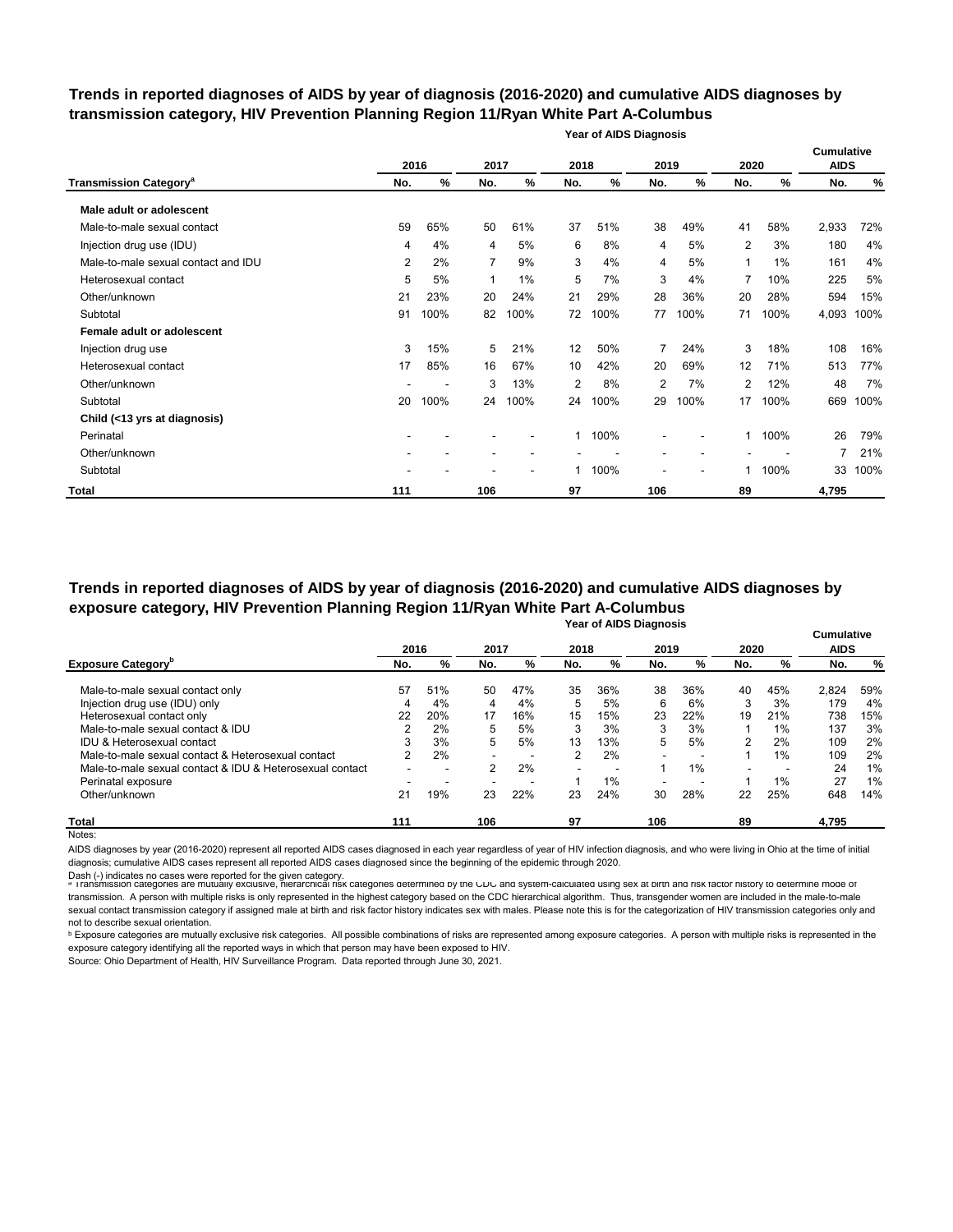## Trends in reported diagnoses of AIDS by year of diagnosis (2016-2020) and cumulative AIDS diagnoses by transmission category, HIV Prevention Planning Region 11/Ryan White Part A-Columbus

| | Year of AIDS Diagnosis | | | | | | | | | | Cumulative AIDS | |
|---|---|---|---|---|---|---|---|---|---|---|---|---|
| | 2016 | | 2017 | | 2018 | | 2019 | | 2020 | | | |
| Transmission Category[a] | No. | % | No. | % | No. | % | No. | % | No. | % | No. | % |
| **Male adult or adolescent** | | | | | | | | | | | | |
| Male-to-male sexual contact | 59 | 65% | 50 | 61% | 37 | 51% | 38 | 49% | 41 | 58% | 2,933 | 72% |
| Injection drug use (IDU) | 4 | 4% | 4 | 5% | 6 | 8% | 4 | 5% | 2 | 3% | 180 | 4% |
| Male-to-male sexual contact and IDU | 2 | 2% | 7 | 9% | 3 | 4% | 4 | 5% | 1 | 1% | 161 | 4% |
| Heterosexual contact | 5 | 5% | 1 | 1% | 5 | 7% | 3 | 4% | 7 | 10% | 225 | 5% |
| Other/unknown | 21 | 23% | 20 | 24% | 21 | 29% | 28 | 36% | 20 | 28% | 594 | 15% |
| Subtotal | 91 | 100% | 82 | 100% | 72 | 100% | 77 | 100% | 71 | 100% | 4,093 | 100% |
| **Female adult or adolescent** | | | | | | | | | | | | |
| Injection drug use | 3 | 15% | 5 | 21% | 12 | 50% | 7 | 24% | 3 | 18% | 108 | 16% |
| Heterosexual contact | 17 | 85% | 16 | 67% | 10 | 42% | 20 | 69% | 12 | 71% | 513 | 77% |
| Other/unknown | - | - | 3 | 13% | 2 | 8% | 2 | 7% | 2 | 12% | 48 | 7% |
| Subtotal | 20 | 100% | 24 | 100% | 24 | 100% | 29 | 100% | 17 | 100% | 669 | 100% |
| **Child (<13 yrs at diagnosis)** | | | | | | | | | | | | |
| Perinatal | - | - | - | - | 1 | 100% | - | - | 1 | 100% | 26 | 79% |
| Other/unknown | - | - | - | - | - | - | - | - | - | - | 7 | 21% |
| Subtotal | - | - | - | - | 1 | 100% | - | - | 1 | 100% | 33 | 100% |
| **Total** | **111** | | **106** | | **97** | | **106** | | **89** | | **4,795** | |

## Trends in reported diagnoses of AIDS by year of diagnosis (2016-2020) and cumulative AIDS diagnoses by exposure category, HIV Prevention Planning Region 11/Ryan White Part A-Columbus

| | Year of AIDS Diagnosis | | | | | | | | | | Cumulative AIDS | |
|---|---|---|---|---|---|---|---|---|---|---|---|---|
| | 2016 | | 2017 | | 2018 | | 2019 | | 2020 | | | |
| Exposure Category[b] | No. | % | No. | % | No. | % | No. | % | No. | % | No. | % |
| Male-to-male sexual contact only | 57 | 51% | 50 | 47% | 35 | 36% | 38 | 36% | 40 | 45% | 2,824 | 59% |
| Injection drug use (IDU) only | 4 | 4% | 4 | 4% | 5 | 5% | 6 | 6% | 3 | 3% | 179 | 4% |
| Heterosexual contact only | 22 | 20% | 17 | 16% | 15 | 15% | 23 | 22% | 19 | 21% | 738 | 15% |
| Male-to-male sexual contact & IDU | 2 | 2% | 5 | 5% | 3 | 3% | 3 | 3% | 1 | 1% | 137 | 3% |
| IDU & Heterosexual contact | 3 | 3% | 5 | 5% | 13 | 13% | 5 | 5% | 2 | 2% | 109 | 2% |
| Male-to-male sexual contact & Heterosexual contact | 2 | 2% | - | - | 2 | 2% | - | - | 1 | 1% | 109 | 2% |
| Male-to-male sexual contact & IDU & Heterosexual contact | - | - | 2 | 2% | - | - | 1 | 1% | - | - | 24 | 1% |
| Perinatal exposure | - | - | - | - | 1 | 1% | - | - | 1 | 1% | 27 | 1% |
| Other/unknown | 21 | 19% | 23 | 22% | 23 | 24% | 30 | 28% | 22 | 25% | 648 | 14% |
| **Total** | **111** | | **106** | | **97** | | **106** | | **89** | | **4,795** | |

Notes:

AIDS diagnoses by year (2016-2020) represent all reported AIDS cases diagnosed in each year regardless of year of HIV infection diagnosis, and who were living in Ohio at the time of initial diagnosis; cumulative AIDS cases represent all reported AIDS cases diagnosed since the beginning of the epidemic through 2020.

Dash (-) indicates no cases were reported for the given category.

[a] Transmission categories are mutually exclusive, hierarchical risk categories determined by the CDC and system-calculated using sex at birth and risk factor history to determine mode of transmission. A person with multiple risks is only represented in the highest category based on the CDC hierarchical algorithm. Thus, transgender women are included in the male-to-male sexual contact transmission category if assigned male at birth and risk factor history indicates sex with males. Please note this is for the categorization of HIV transmission categories only and not to describe sexual orientation.

[b] Exposure categories are mutually exclusive risk categories. All possible combinations of risks are represented among exposure categories. A person with multiple risks is represented in the exposure category identifying all the reported ways in which that person may have been exposed to HIV.

Source: Ohio Department of Health, HIV Surveillance Program. Data reported through June 30, 2021.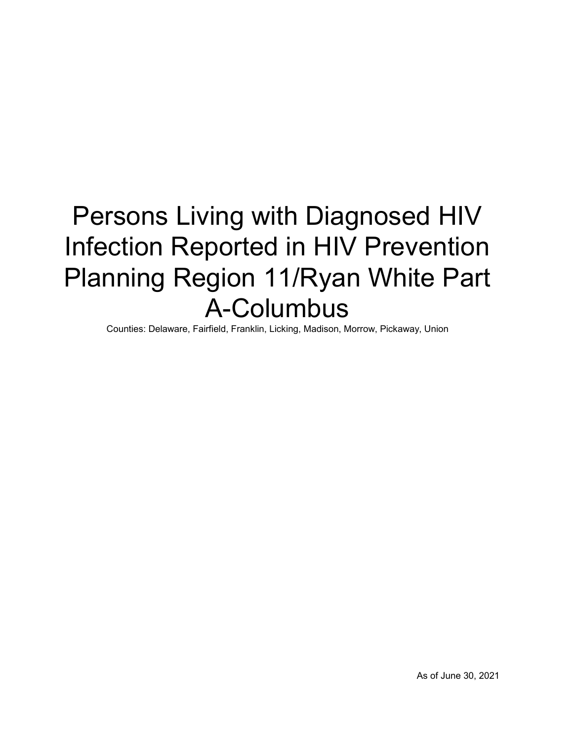# Persons Living with Diagnosed HIV Infection Reported in HIV Prevention Planning Region 11/Ryan White Part A-Columbus

Counties: Delaware, Fairfield, Franklin, Licking, Madison, Morrow, Pickaway, Union

As of June 30, 2021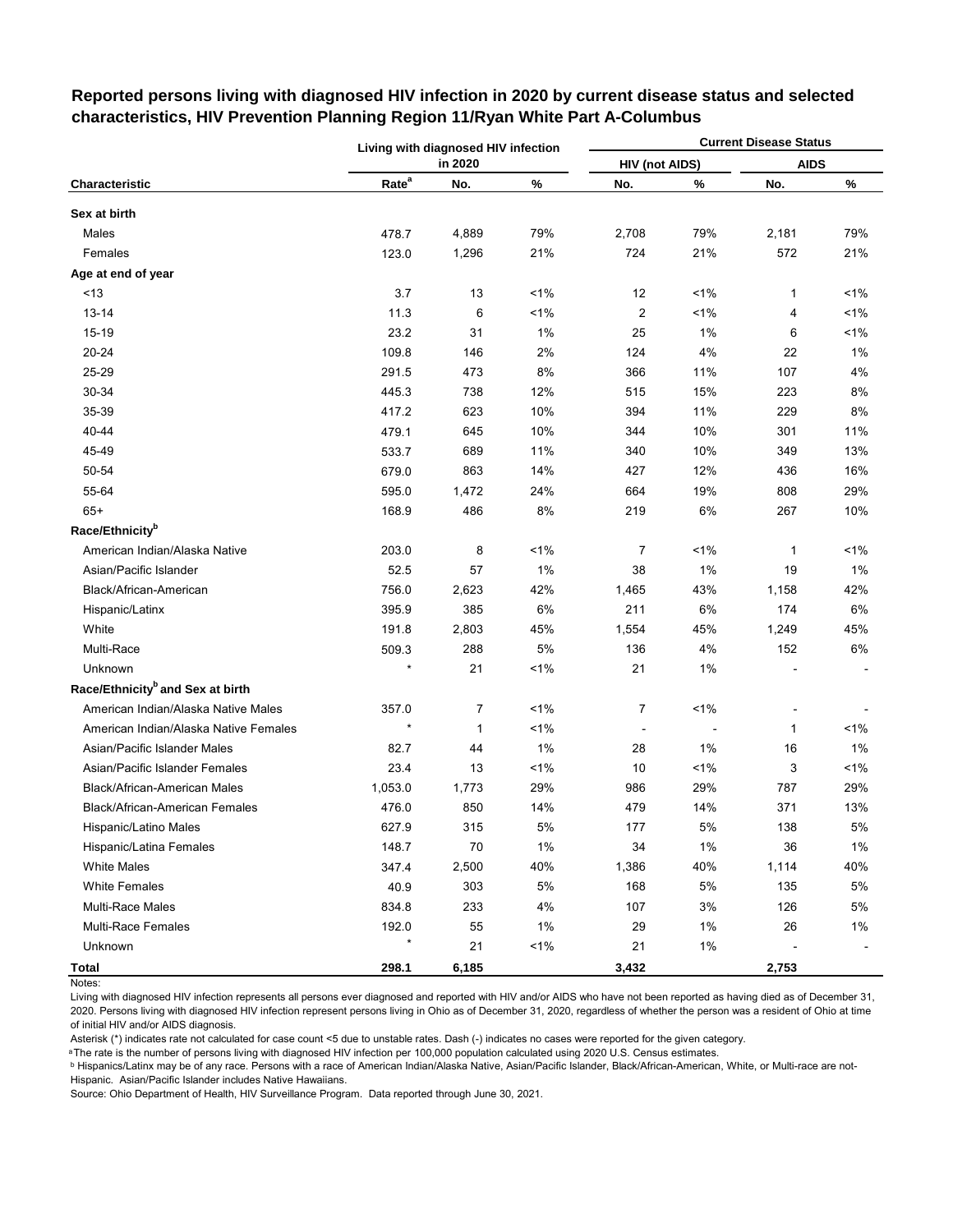**Reported persons living with diagnosed HIV infection in 2020 by current disease status and selected characteristics, HIV Prevention Planning Region 11/Ryan White Part A-Columbus**

| Characteristic | Living with diagnosed HIV infection in 2020 | | | Current Disease Status | | | |
|---|---|---|---|---|---|---|---|
| | | | | HIV (not AIDS) | | AIDS | |
| | Rate[a] | No. | % | No. | % | No. | % |
| **Sex at birth** | | | | | | | |
| Males | 478.7 | 4,889 | 79% | 2,708 | 79% | 2,181 | 79% |
| Females | 123.0 | 1,296 | 21% | 724 | 21% | 572 | 21% |
| **Age at end of year** | | | | | | | |
| <13 | 3.7 | 13 | <1% | 12 | <1% | 1 | <1% |
| 13-14 | 11.3 | 6 | <1% | 2 | <1% | 4 | <1% |
| 15-19 | 23.2 | 31 | 1% | 25 | 1% | 6 | <1% |
| 20-24 | 109.8 | 146 | 2% | 124 | 4% | 22 | 1% |
| 25-29 | 291.5 | 473 | 8% | 366 | 11% | 107 | 4% |
| 30-34 | 445.3 | 738 | 12% | 515 | 15% | 223 | 8% |
| 35-39 | 417.2 | 623 | 10% | 394 | 11% | 229 | 8% |
| 40-44 | 479.1 | 645 | 10% | 344 | 10% | 301 | 11% |
| 45-49 | 533.7 | 689 | 11% | 340 | 10% | 349 | 13% |
| 50-54 | 679.0 | 863 | 14% | 427 | 12% | 436 | 16% |
| 55-64 | 595.0 | 1,472 | 24% | 664 | 19% | 808 | 29% |
| 65+ | 168.9 | 486 | 8% | 219 | 6% | 267 | 10% |
| **Race/Ethnicity[b]** | | | | | | | |
| American Indian/Alaska Native | 203.0 | 8 | <1% | 7 | <1% | 1 | <1% |
| Asian/Pacific Islander | 52.5 | 57 | 1% | 38 | 1% | 19 | 1% |
| Black/African-American | 756.0 | 2,623 | 42% | 1,465 | 43% | 1,158 | 42% |
| Hispanic/Latinx | 395.9 | 385 | 6% | 211 | 6% | 174 | 6% |
| White | 191.8 | 2,803 | 45% | 1,554 | 45% | 1,249 | 45% |
| Multi-Race | 509.3 | 288 | 5% | 136 | 4% | 152 | 6% |
| Unknown | * | 21 | <1% | 21 | 1% | - | - |
| **Race/Ethnicity[b] and Sex at birth** | | | | | | | |
| American Indian/Alaska Native Males | 357.0 | 7 | <1% | 7 | <1% | - | - |
| American Indian/Alaska Native Females | * | 1 | <1% | - | - | 1 | <1% |
| Asian/Pacific Islander Males | 82.7 | 44 | 1% | 28 | 1% | 16 | 1% |
| Asian/Pacific Islander Females | 23.4 | 13 | <1% | 10 | <1% | 3 | <1% |
| Black/African-American Males | 1,053.0 | 1,773 | 29% | 986 | 29% | 787 | 29% |
| Black/African-American Females | 476.0 | 850 | 14% | 479 | 14% | 371 | 13% |
| Hispanic/Latino Males | 627.9 | 315 | 5% | 177 | 5% | 138 | 5% |
| Hispanic/Latina Females | 148.7 | 70 | 1% | 34 | 1% | 36 | 1% |
| White Males | 347.4 | 2,500 | 40% | 1,386 | 40% | 1,114 | 40% |
| White Females | 40.9 | 303 | 5% | 168 | 5% | 135 | 5% |
| Multi-Race Males | 834.8 | 233 | 4% | 107 | 3% | 126 | 5% |
| Multi-Race Females | 192.0 | 55 | 1% | 29 | 1% | 26 | 1% |
| Unknown | * | 21 | <1% | 21 | 1% | - | - |
| **Total** | **298.1** | **6,185** | | **3,432** | | **2,753** | |

Notes:

Living with diagnosed HIV infection represents all persons ever diagnosed and reported with HIV and/or AIDS who have not been reported as having died as of December 31, 2020. Persons living with diagnosed HIV infection represent persons living in Ohio as of December 31, 2020, regardless of whether the person was a resident of Ohio at time of initial HIV and/or AIDS diagnosis.

Asterisk (*) indicates rate not calculated for case count <5 due to unstable rates. Dash (-) indicates no cases were reported for the given category.

[a] The rate is the number of persons living with diagnosed HIV infection per 100,000 population calculated using 2020 U.S. Census estimates.

[b] Hispanics/Latinx may be of any race. Persons with a race of American Indian/Alaska Native, Asian/Pacific Islander, Black/African-American, White, or Multi-race are not-Hispanic. Asian/Pacific Islander includes Native Hawaiians.

Source: Ohio Department of Health, HIV Surveillance Program. Data reported through June 30, 2021.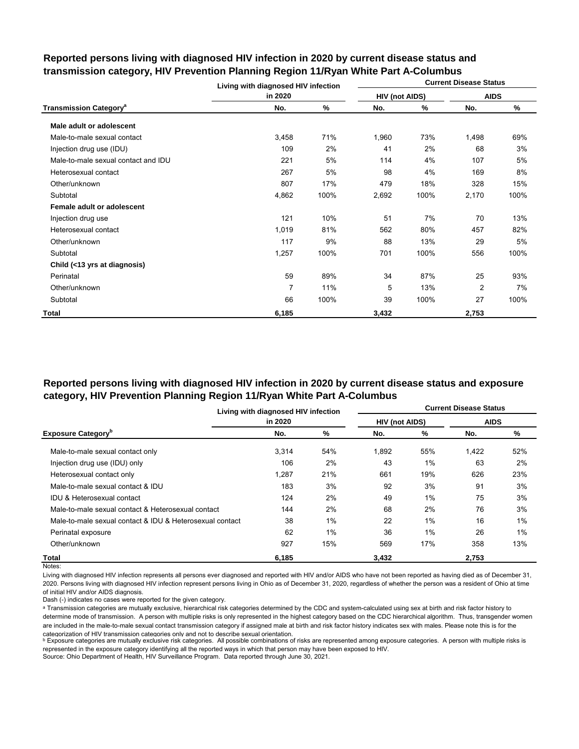## Reported persons living with diagnosed HIV infection in 2020 by current disease status and transmission category, HIV Prevention Planning Region 11/Ryan White Part A-Columbus

| Transmission Category[a] | Living with diagnosed HIV infection in 2020 | | Current Disease Status | | | |
|---|---|---|---|---|---|---|
| | | | HIV (not AIDS) | | AIDS | |
| | No. | % | No. | % | No. | % |
| **Male adult or adolescent** | | | | | | |
| Male-to-male sexual contact | 3,458 | 71% | 1,960 | 73% | 1,498 | 69% |
| Injection drug use (IDU) | 109 | 2% | 41 | 2% | 68 | 3% |
| Male-to-male sexual contact and IDU | 221 | 5% | 114 | 4% | 107 | 5% |
| Heterosexual contact | 267 | 5% | 98 | 4% | 169 | 8% |
| Other/unknown | 807 | 17% | 479 | 18% | 328 | 15% |
| Subtotal | 4,862 | 100% | 2,692 | 100% | 2,170 | 100% |
| **Female adult or adolescent** | | | | | | |
| Injection drug use | 121 | 10% | 51 | 7% | 70 | 13% |
| Heterosexual contact | 1,019 | 81% | 562 | 80% | 457 | 82% |
| Other/unknown | 117 | 9% | 88 | 13% | 29 | 5% |
| Subtotal | 1,257 | 100% | 701 | 100% | 556 | 100% |
| **Child (<13 yrs at diagnosis)** | | | | | | |
| Perinatal | 59 | 89% | 34 | 87% | 25 | 93% |
| Other/unknown | 7 | 11% | 5 | 13% | 2 | 7% |
| Subtotal | 66 | 100% | 39 | 100% | 27 | 100% |
| **Total** | **6,185** | | **3,432** | | **2,753** | |

## Reported persons living with diagnosed HIV infection in 2020 by current disease status and exposure category, HIV Prevention Planning Region 11/Ryan White Part A-Columbus

| Exposure Category[b] | Living with diagnosed HIV infection in 2020 | | Current Disease Status | | | |
|---|---|---|---|---|---|---|
| | | | HIV (not AIDS) | | AIDS | |
| | No. | % | No. | % | No. | % |
| Male-to-male sexual contact only | 3,314 | 54% | 1,892 | 55% | 1,422 | 52% |
| Injection drug use (IDU) only | 106 | 2% | 43 | 1% | 63 | 2% |
| Heterosexual contact only | 1,287 | 21% | 661 | 19% | 626 | 23% |
| Male-to-male sexual contact & IDU | 183 | 3% | 92 | 3% | 91 | 3% |
| IDU & Heterosexual contact | 124 | 2% | 49 | 1% | 75 | 3% |
| Male-to-male sexual contact & Heterosexual contact | 144 | 2% | 68 | 2% | 76 | 3% |
| Male-to-male sexual contact & IDU & Heterosexual contact | 38 | 1% | 22 | 1% | 16 | 1% |
| Perinatal exposure | 62 | 1% | 36 | 1% | 26 | 1% |
| Other/unknown | 927 | 15% | 569 | 17% | 358 | 13% |
| **Total** | **6,185** | | **3,432** | | **2,753** | |

Notes:

Living with diagnosed HIV infection represents all persons ever diagnosed and reported with HIV and/or AIDS who have not been reported as having died as of December 31, 2020. Persons living with diagnosed HIV infection represent persons living in Ohio as of December 31, 2020, regardless of whether the person was a resident of Ohio at time of initial HIV and/or AIDS diagnosis.

Dash (-) indicates no cases were reported for the given category.

[a] Transmission categories are mutually exclusive, hierarchical risk categories determined by the CDC and system-calculated using sex at birth and risk factor history to determine mode of transmission. A person with multiple risks is only represented in the highest category based on the CDC hierarchical algorithm. Thus, transgender women are included in the male-to-male sexual contact transmission category if assigned male at birth and risk factor history indicates sex with males. Please note this is for the categorization of HIV transmission categories only and not to describe sexual orientation.

[b] Exposure categories are mutually exclusive risk categories. All possible combinations of risks are represented among exposure categories. A person with multiple risks is represented in the exposure category identifying all the reported ways in which that person may have been exposed to HIV.

Source: Ohio Department of Health, HIV Surveillance Program. Data reported through June 30, 2021.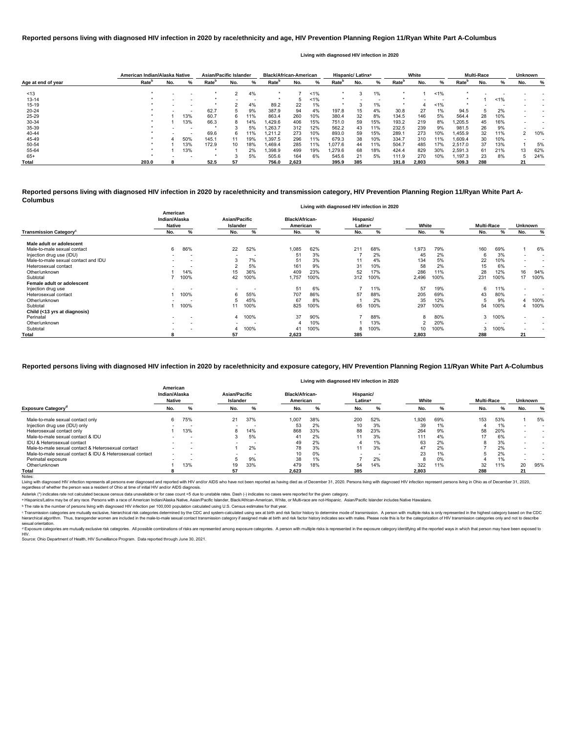# Reported persons living with diagnosed HIV infection in 2020 by race/ethnicity and age, HIV Prevention Planning Region 11/Ryan White Part A-Columbus

Living with diagnosed HIV infection in 2020

| Age at end of year | American Indian/Alaska Native | | | Asian/Pacific Islander | | | Black/African-American | | | Hispanic/ Latinx[a] | | | White | | | Multi-Race | | | Unknown | |
|---|---|---|---|---|---|---|---|---|---|---|---|---|---|---|---|---|---|---|---|---|
| | Rate[b] | No. | % | Rate[b] | No. | % | Rate[b] | No. | % | Rate[b] | No. | % | Rate[b] | No. | % | Rate[b] | No. | % | No. | % |
| <13 | * | - | - | * | 2 | 4% | * | 7 | <1% | * | 3 | 1% | * | 1 | <1% | * | - | - | - | - |
| 13-14 | * | - | - | * | - | - | * | 5 | <1% | * | - | - | * | - | - | * | 1 | <1% | - | - |
| 15-19 | * | - | - | * | 2 | 4% | 89.2 | 22 | 1% | * | 3 | 1% | * | 4 | <1% | * | - | - | - | - |
| 20-24 | * | - | - | 62.7 | 5 | 9% | 387.9 | 94 | 4% | 197.8 | 15 | 4% | 30.8 | 27 | 1% | 94.5 | 5 | 2% | - | - |
| 25-29 | * | 1 | 13% | 60.7 | 6 | 11% | 863.4 | 260 | 10% | 380.4 | 32 | 8% | 134.5 | 146 | 5% | 564.4 | 28 | 10% | - | - |
| 30-34 | * | 1 | 13% | 66.3 | 8 | 14% | 1,429.6 | 406 | 15% | 751.0 | 59 | 15% | 193.2 | 219 | 8% | 1,205.5 | 45 | 16% | - | - |
| 35-39 | * | - | - | * | 3 | 5% | 1,263.7 | 312 | 12% | 562.2 | 43 | 11% | 232.5 | 239 | 9% | 981.5 | 26 | 9% | - | - |
| 40-44 | * | - | - | 69.6 | 6 | 11% | 1,211.2 | 273 | 10% | 893.0 | 59 | 15% | 289.1 | 273 | 10% | 1,455.9 | 32 | 11% | 2 | 10% |
| 45-49 | * | 4 | 50% | 145.1 | 11 | 19% | 1,397.5 | 296 | 11% | 679.3 | 38 | 10% | 334.7 | 310 | 11% | 1,609.4 | 30 | 10% | - | - |
| 50-54 | * | 1 | 13% | 172.9 | 10 | 18% | 1,469.4 | 285 | 11% | 1,077.6 | 44 | 11% | 504.7 | 485 | 17% | 2,517.0 | 37 | 13% | 1 | 5% |
| 55-64 | * | 1 | 13% | * | 1 | 2% | 1,398.9 | 499 | 19% | 1,279.6 | 68 | 18% | 424.4 | 829 | 30% | 2,591.3 | 61 | 21% | 13 | 62% |
| 65+ | * | - | - | * | 3 | 5% | 505.6 | 164 | 6% | 545.6 | 21 | 5% | 111.9 | 270 | 10% | 1,197.3 | 23 | 8% | 5 | 24% |
| **Total** | **203.0** | **8** | | **52.5** | **57** | | **756.0** | **2,623** | | **395.9** | **385** | | **191.8** | **2,803** | | **509.3** | **288** | | **21** | |

# Reported persons living with diagnosed HIV infection in 2020 by race/ethnicity and transmission category, HIV Prevention Planning Region 11/Ryan White Part A-Columbus

Living with diagnosed HIV infection in 2020

| Transmission Category[c] | American Indian/Alaska Native | | Asian/Pacific Islander | | Black/African-American | | Hispanic/ Latinx[a] | | White | | Multi-Race | | Unknown | |
|---|---|---|---|---|---|---|---|---|---|---|---|---|---|---|
| | No. | % | No. | % | No. | % | No. | % | No. | % | No. | % | No. | % |
| **Male adult or adolescent** | | | | | | | | | | | | | | |
| Male-to-male sexual contact | 6 | 86% | 22 | 52% | 1,085 | 62% | 211 | 68% | 1,973 | 79% | 160 | 69% | 1 | 6% |
| Injection drug use (IDU) | - | - | - | - | 51 | 3% | 7 | 2% | 45 | 2% | 6 | 3% | - | - |
| Male-to-male sexual contact and IDU | - | - | 3 | 7% | 51 | 3% | 11 | 4% | 134 | 5% | 22 | 10% | - | - |
| Heterosexual contact | - | - | 2 | 5% | 161 | 9% | 31 | 10% | 58 | 2% | 15 | 6% | - | - |
| Other/unknown | 1 | 14% | 15 | 36% | 409 | 23% | 52 | 17% | 286 | 11% | 28 | 12% | 16 | 94% |
| Subtotal | 7 | 100% | 42 | 100% | 1,757 | 100% | 312 | 100% | 2,496 | 100% | 231 | 100% | 17 | 100% |
| **Female adult or adolescent** | | | | | | | | | | | | | | |
| Injection drug use | - | - | - | - | 51 | 6% | 7 | 11% | 57 | 19% | 6 | 11% | - | - |
| Heterosexual contact | 1 | 100% | 6 | 55% | 707 | 86% | 57 | 88% | 205 | 69% | 43 | 80% | - | - |
| Other/unknown | - | - | 5 | 45% | 67 | 8% | 1 | 2% | 35 | 12% | 5 | 9% | 4 | 100% |
| Subtotal | 1 | 100% | 11 | 100% | 825 | 100% | 65 | 100% | 297 | 100% | 54 | 100% | 4 | 100% |
| **Child (<13 yrs at diagnosis)** | | | | | | | | | | | | | | |
| Perinatal | - | - | 4 | 100% | 37 | 90% | 7 | 88% | 8 | 80% | 3 | 100% | - | - |
| Other/unknown | - | - | - | - | 4 | 10% | 1 | 13% | 2 | 20% | - | - | - | - |
| Subtotal | - | - | 4 | 100% | 41 | 100% | 8 | 100% | 10 | 100% | 3 | 100% | - | - |
| **Total** | **8** | | **57** | | **2,623** | | **385** | | **2,803** | | **288** | | **21** | |

# Reported persons living with diagnosed HIV infection in 2020 by race/ethnicity and exposure category, HIV Prevention Planning Region 11/Ryan White Part A-Columbus

Living with diagnosed HIV infection in 2020

| Exposure Category[d] | American Indian/Alaska Native | | Asian/Pacific Islander | | Black/African-American | | Hispanic/ Latinx[a] | | White | | Multi-Race | | Unknown | |
|---|---|---|---|---|---|---|---|---|---|---|---|---|---|---|
| | No. | % | No. | % | No. | % | No. | % | No. | % | No. | % | No. | % |
| Male-to-male sexual contact only | 6 | 75% | 21 | 37% | 1,007 | 38% | 200 | 52% | 1,926 | 69% | 153 | 53% | 1 | 5% |
| Injection drug use (IDU) only | - | - | - | - | 53 | 2% | 10 | 3% | 39 | 1% | 4 | 1% | - | - |
| Heterosexual contact only | 1 | 13% | 8 | 14% | 868 | 33% | 88 | 23% | 264 | 9% | 58 | 20% | - | - |
| Male-to-male sexual contact & IDU | - | - | 3 | 5% | 41 | 2% | 11 | 3% | 111 | 4% | 17 | 6% | - | - |
| IDU & Heterosexual contact | - | - | - | - | 49 | 2% | 4 | 1% | 63 | 2% | 8 | 3% | - | - |
| Male-to-male sexual contact & Heterosexual contact | - | - | 1 | 2% | 78 | 3% | 11 | 3% | 47 | 2% | 7 | 2% | - | - |
| Male-to-male sexual contact & IDU & Heterosexual contact | - | - | - | - | 10 | 0% | - | - | 23 | 1% | 5 | 2% | - | - |
| Perinatal exposure | - | - | 5 | 9% | 38 | 1% | 7 | 2% | 8 | 0% | 4 | 1% | - | - |
| Other/unknown | 1 | 13% | 19 | 33% | 479 | 18% | 54 | 14% | 322 | 11% | 32 | 11% | 20 | 95% |
| **Total** | **8** | | **57** | | **2,623** | | **385** | | **2,803** | | **288** | | **21** | |

Notes:

Living with diagnosed HIV infection represents all persons ever diagnosed and reported with HIV and/or AIDS who have not been reported as having died as of December 31, 2020. Persons living with diagnosed HIV infection represent persons living in Ohio as of December 31, 2020, regardless of whether the person was a resident of Ohio at time of initial HIV and/or AIDS diagnosis.

Asterisk (*) indicates rate not calculated because census data unavailable or for case count <5 due to unstable rates. Dash (-) indicates no cases were reported for the given category.

[a] Hispanics/Latinx may be of any race. Persons with a race of American Indian/Alaska Native, Asian/Pacific Islander, Black/African-American, White, or Multi-race are not-Hispanic. Asian/Pacific Islander includes Native Hawaiians.

[b] The rate is the number of persons living with diagnosed HIV infection per 100,000 population calculated using U.S. Census estimates for that year.

[c] Transmission categories are mutually exclusive, hierarchical risk categories determined by the CDC and system-calculated using sex at birth and risk factor history to determine mode of transmission. A person with multiple risks is only represented in the highest category based on the CDC hierarchical algorithm. Thus, transgender women are included in the male-to-male sexual contact transmission category if assigned male at birth and risk factor history indicates sex with males. Please note this is for the categorization of HIV transmission categories only and not to describe sexual orientation.

[d] Exposure categories are mutually exclusive risk categories. All possible combinations of risks are represented among exposure categories. A person with multiple risks is represented in the exposure category identifying all the reported ways in which that person may have been exposed to HIV.

Source: Ohio Department of Health, HIV Surveillance Program. Data reported through June 30, 2021.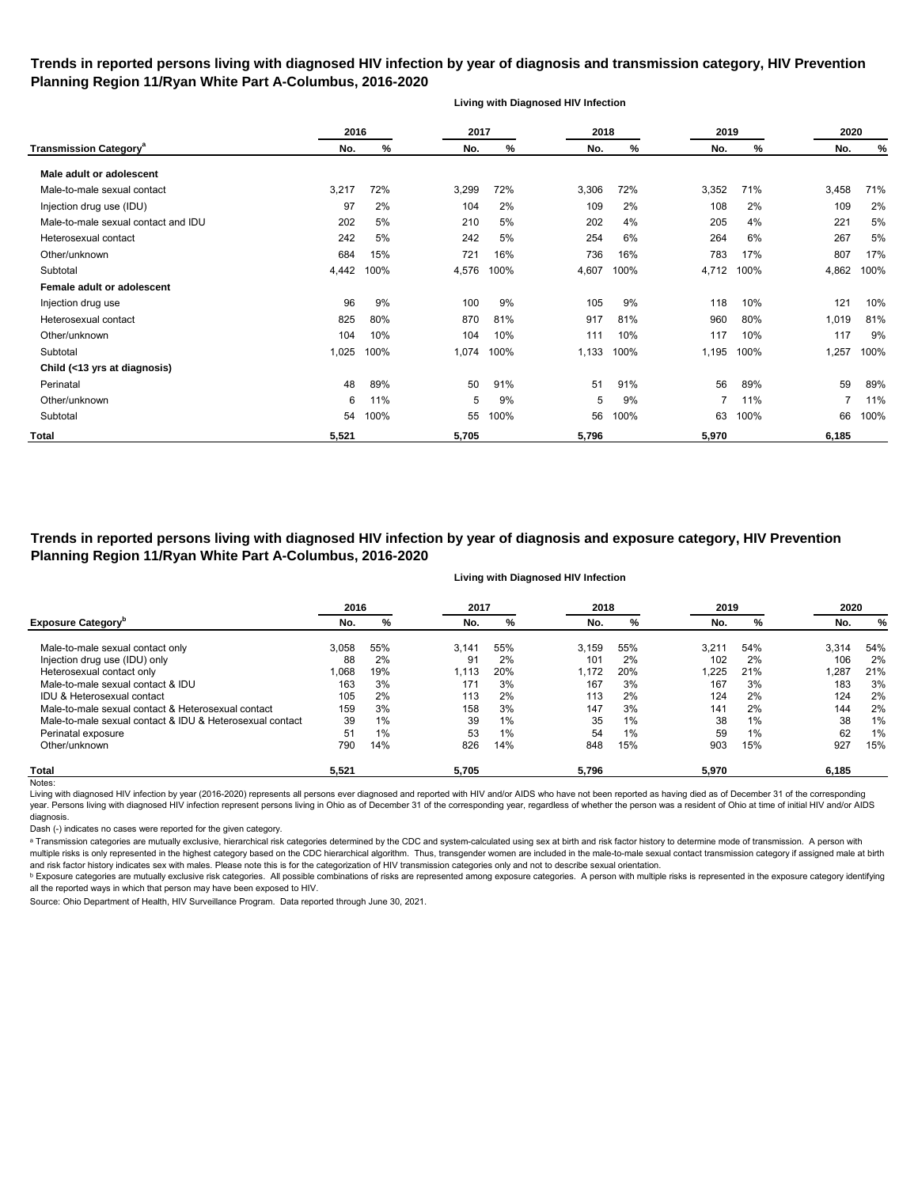## Trends in reported persons living with diagnosed HIV infection by year of diagnosis and transmission category, HIV Prevention Planning Region 11/Ryan White Part A-Columbus, 2016-2020

**Living with Diagnosed HIV Infection**

| Transmission Category[a] | 2016 | | 2017 | | 2018 | | 2019 | | 2020 | |
|---|---|---|---|---|---|---|---|---|---|---|
| | No. | % | No. | % | No. | % | No. | % | No. | % |
| **Male adult or adolescent** | | | | | | | | | | |
| Male-to-male sexual contact | 3,217 | 72% | 3,299 | 72% | 3,306 | 72% | 3,352 | 71% | 3,458 | 71% |
| Injection drug use (IDU) | 97 | 2% | 104 | 2% | 109 | 2% | 108 | 2% | 109 | 2% |
| Male-to-male sexual contact and IDU | 202 | 5% | 210 | 5% | 202 | 4% | 205 | 4% | 221 | 5% |
| Heterosexual contact | 242 | 5% | 242 | 5% | 254 | 6% | 264 | 6% | 267 | 5% |
| Other/unknown | 684 | 15% | 721 | 16% | 736 | 16% | 783 | 17% | 807 | 17% |
| Subtotal | 4,442 | 100% | 4,576 | 100% | 4,607 | 100% | 4,712 | 100% | 4,862 | 100% |
| **Female adult or adolescent** | | | | | | | | | | |
| Injection drug use | 96 | 9% | 100 | 9% | 105 | 9% | 118 | 10% | 121 | 10% |
| Heterosexual contact | 825 | 80% | 870 | 81% | 917 | 81% | 960 | 80% | 1,019 | 81% |
| Other/unknown | 104 | 10% | 104 | 10% | 111 | 10% | 117 | 10% | 117 | 9% |
| Subtotal | 1,025 | 100% | 1,074 | 100% | 1,133 | 100% | 1,195 | 100% | 1,257 | 100% |
| **Child (<13 yrs at diagnosis)** | | | | | | | | | | |
| Perinatal | 48 | 89% | 50 | 91% | 51 | 91% | 56 | 89% | 59 | 89% |
| Other/unknown | 6 | 11% | 5 | 9% | 5 | 9% | 7 | 11% | 7 | 11% |
| Subtotal | 54 | 100% | 55 | 100% | 56 | 100% | 63 | 100% | 66 | 100% |
| **Total** | **5,521** | | **5,705** | | **5,796** | | **5,970** | | **6,185** | |

## Trends in reported persons living with diagnosed HIV infection by year of diagnosis and exposure category, HIV Prevention Planning Region 11/Ryan White Part A-Columbus, 2016-2020

**Living with Diagnosed HIV Infection**

| Exposure Category[b] | 2016 | | 2017 | | 2018 | | 2019 | | 2020 | |
|---|---|---|---|---|---|---|---|---|---|---|
| | No. | % | No. | % | No. | % | No. | % | No. | % |
| Male-to-male sexual contact only | 3,058 | 55% | 3,141 | 55% | 3,159 | 55% | 3,211 | 54% | 3,314 | 54% |
| Injection drug use (IDU) only | 88 | 2% | 91 | 2% | 101 | 2% | 102 | 2% | 106 | 2% |
| Heterosexual contact only | 1,068 | 19% | 1,113 | 20% | 1,172 | 20% | 1,225 | 21% | 1,287 | 21% |
| Male-to-male sexual contact & IDU | 163 | 3% | 171 | 3% | 167 | 3% | 167 | 3% | 183 | 3% |
| IDU & Heterosexual contact | 105 | 2% | 113 | 2% | 113 | 2% | 124 | 2% | 124 | 2% |
| Male-to-male sexual contact & Heterosexual contact | 159 | 3% | 158 | 3% | 147 | 3% | 141 | 2% | 144 | 2% |
| Male-to-male sexual contact & IDU & Heterosexual contact | 39 | 1% | 39 | 1% | 35 | 1% | 38 | 1% | 38 | 1% |
| Perinatal exposure | 51 | 1% | 53 | 1% | 54 | 1% | 59 | 1% | 62 | 1% |
| Other/unknown | 790 | 14% | 826 | 14% | 848 | 15% | 903 | 15% | 927 | 15% |
| **Total** | **5,521** | | **5,705** | | **5,796** | | **5,970** | | **6,185** | |

Notes:

Living with diagnosed HIV infection by year (2016-2020) represents all persons ever diagnosed and reported with HIV and/or AIDS who have not been reported as having died as of December 31 of the corresponding year. Persons living with diagnosed HIV infection represent persons living in Ohio as of December 31 of the corresponding year, regardless of whether the person was a resident of Ohio at time of initial HIV and/or AIDS diagnosis.

Dash (-) indicates no cases were reported for the given category.

[a] Transmission categories are mutually exclusive, hierarchical risk categories determined by the CDC and system-calculated using sex at birth and risk factor history to determine mode of transmission. A person with multiple risks is only represented in the highest category based on the CDC hierarchical algorithm. Thus, transgender women are included in the male-to-male sexual contact transmission category if assigned male at birth and risk factor history indicates sex with males. Please note this is for the categorization of HIV transmission categories only and not to describe sexual orientation.

[b] Exposure categories are mutually exclusive risk categories. All possible combinations of risks are represented among exposure categories. A person with multiple risks is represented in the exposure category identifying all the reported ways in which that person may have been exposed to HIV.

Source: Ohio Department of Health, HIV Surveillance Program. Data reported through June 30, 2021.